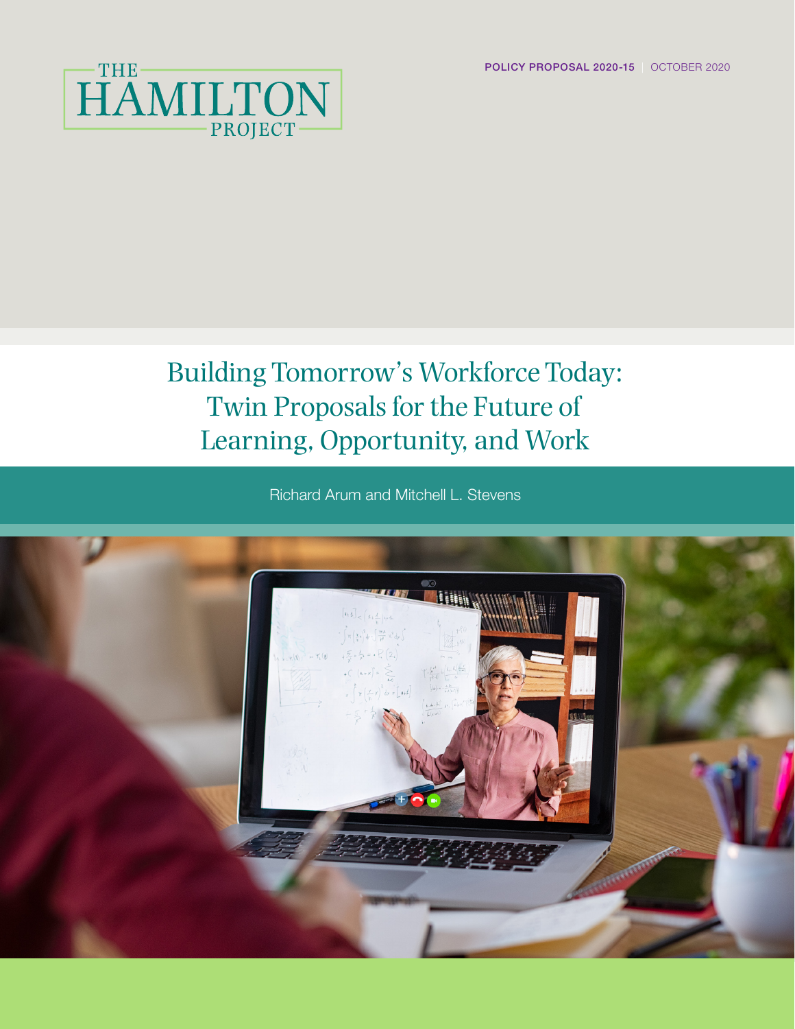THE HAMILTON PROJECT

**POLICY PROPOSAL 2020-15** | OCTOBER 2020

# Building Tomorrow's Workforce Today: Twin Proposals for the Future of Learning, Opportunity, and Work

Richard Arum and Mitchell L. Stevens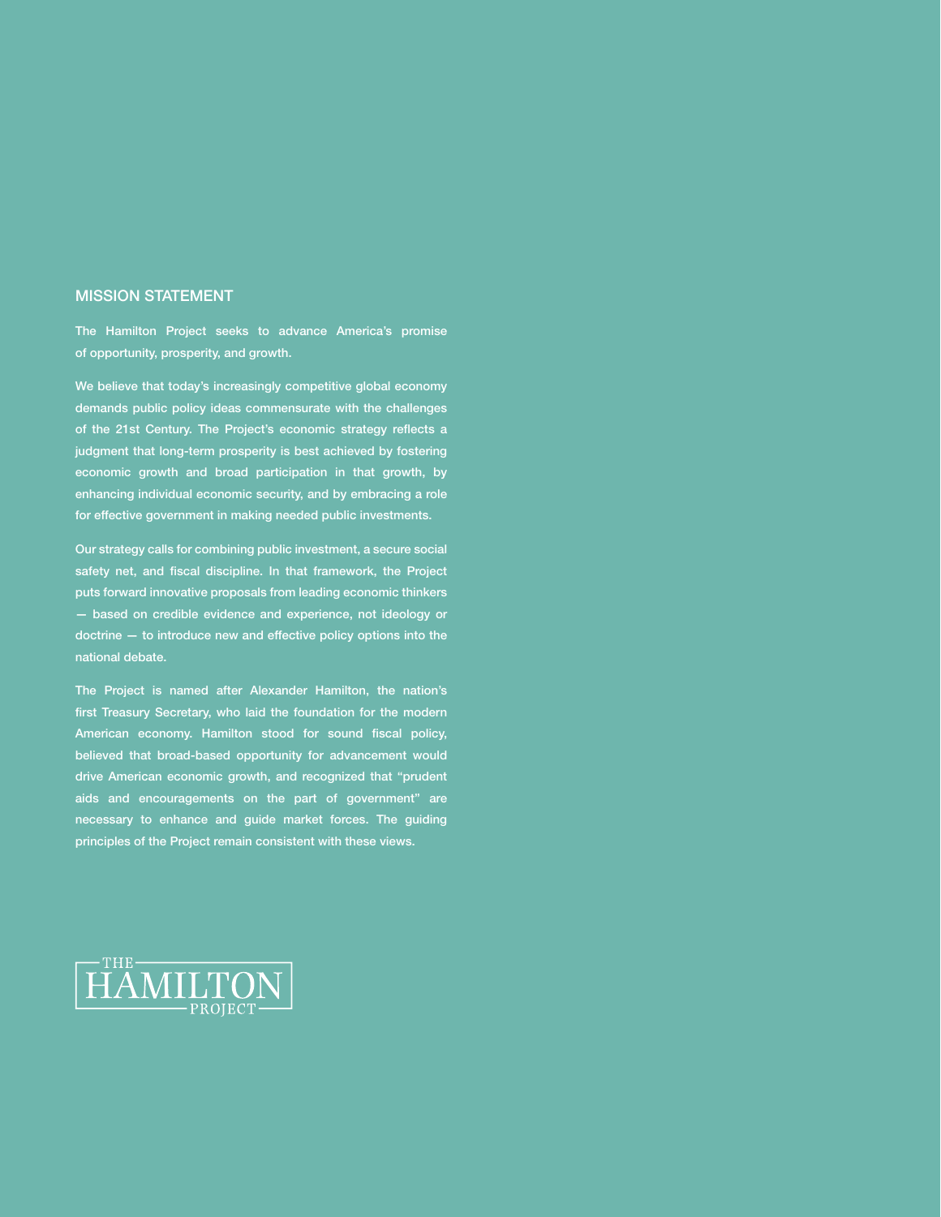## MISSION STATEMENT

The Hamilton Project seeks to advance America's promise of opportunity, prosperity, and growth.

We believe that today's increasingly competitive global economy demands public policy ideas commensurate with the challenges of the 21st Century. The Project's economic strategy reflects a judgment that long-term prosperity is best achieved by fostering economic growth and broad participation in that growth, by enhancing individual economic security, and by embracing a role for effective government in making needed public investments.

Our strategy calls for combining public investment, a secure social safety net, and fiscal discipline. In that framework, the Project puts forward innovative proposals from leading economic thinkers — based on credible evidence and experience, not ideology or doctrine — to introduce new and effective policy options into the national debate.

The Project is named after Alexander Hamilton, the nation's first Treasury Secretary, who laid the foundation for the modern American economy. Hamilton stood for sound fiscal policy, believed that broad-based opportunity for advancement would drive American economic growth, and recognized that "prudent aids and encouragements on the part of government" are necessary to enhance and guide market forces. The guiding principles of the Project remain consistent with these views.

THE HAMILTON PROJECT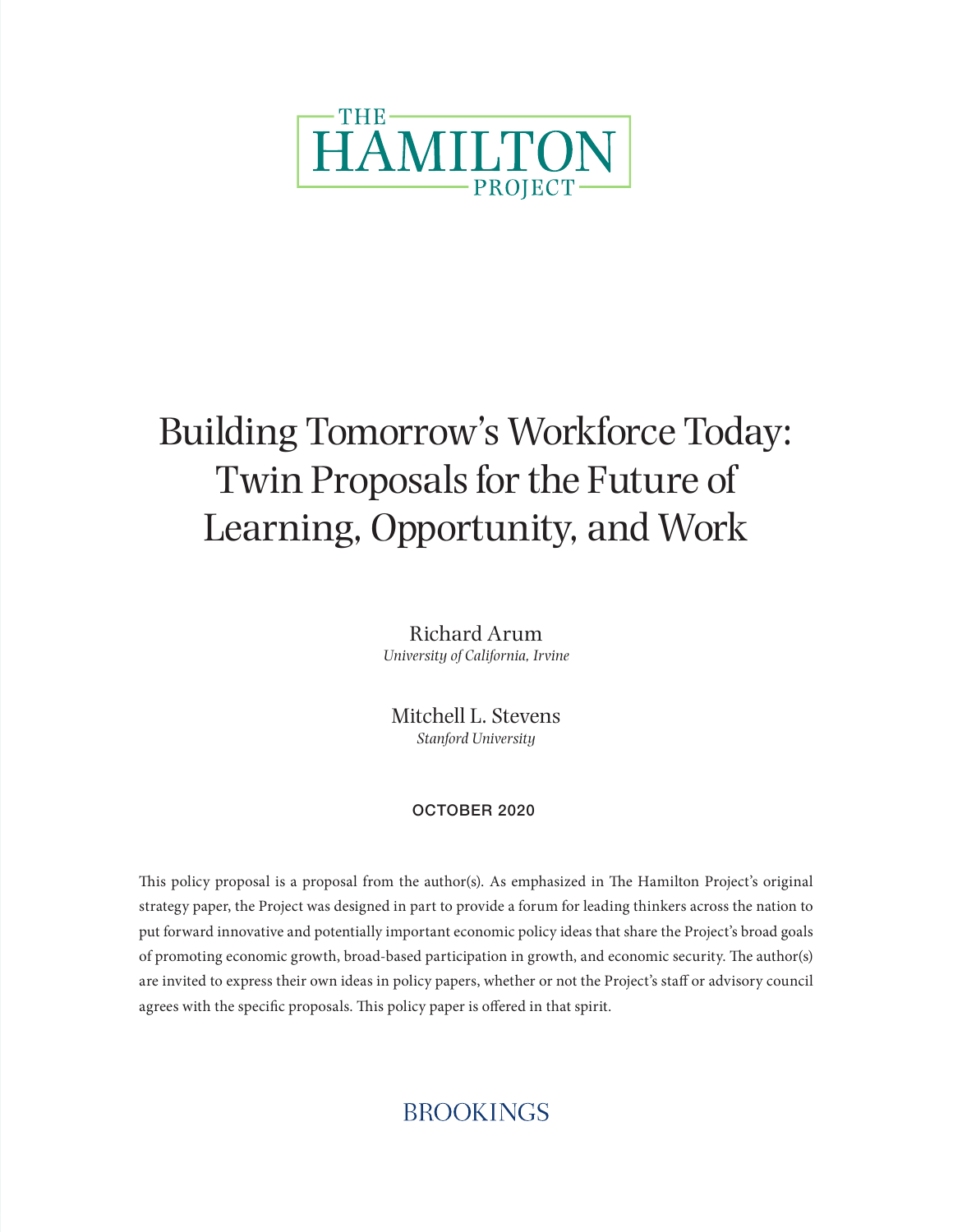THE HAMILTON PROJECT

# Building Tomorrow's Workforce Today: Twin Proposals for the Future of Learning, Opportunity, and Work

Richard Arum
*University of California, Irvine*

Mitchell L. Stevens
*Stanford University*

**OCTOBER 2020**

This policy proposal is a proposal from the author(s). As emphasized in The Hamilton Project's original strategy paper, the Project was designed in part to provide a forum for leading thinkers across the nation to put forward innovative and potentially important economic policy ideas that share the Project's broad goals of promoting economic growth, broad-based participation in growth, and economic security. The author(s) are invited to express their own ideas in policy papers, whether or not the Project's staff or advisory council agrees with the specific proposals. This policy paper is offered in that spirit.

BROOKINGS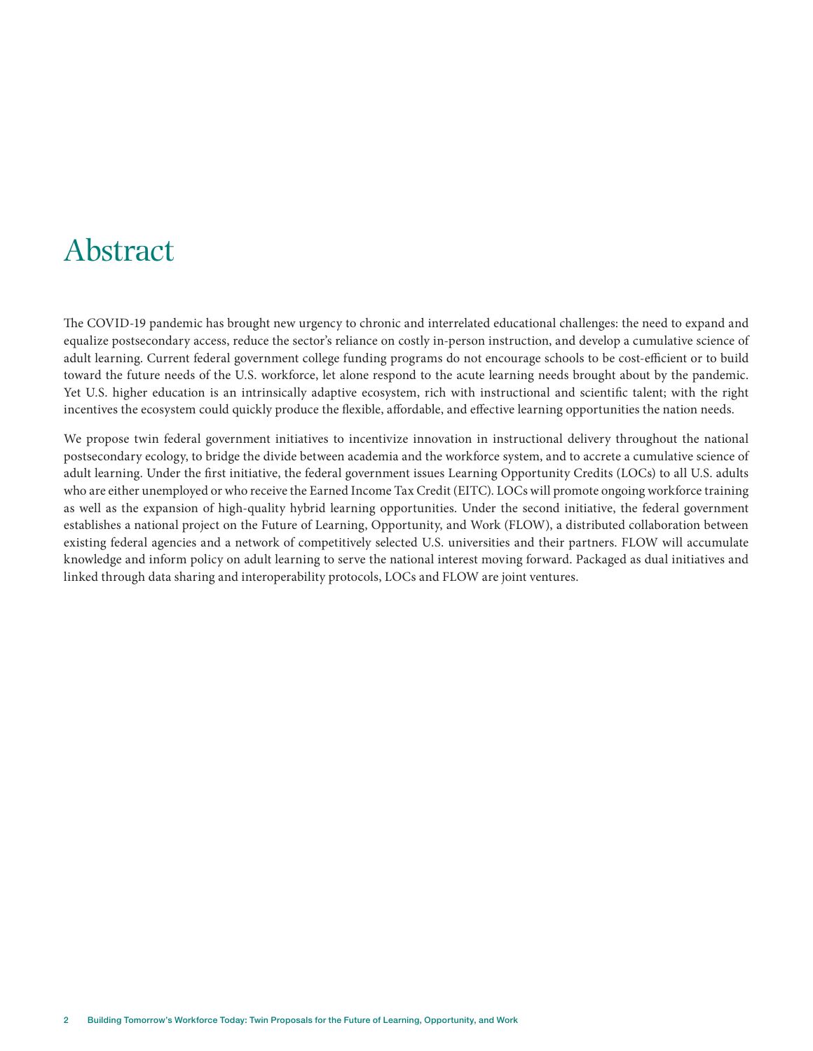# Abstract

The COVID-19 pandemic has brought new urgency to chronic and interrelated educational challenges: the need to expand and equalize postsecondary access, reduce the sector's reliance on costly in-person instruction, and develop a cumulative science of adult learning. Current federal government college funding programs do not encourage schools to be cost-efficient or to build toward the future needs of the U.S. workforce, let alone respond to the acute learning needs brought about by the pandemic. Yet U.S. higher education is an intrinsically adaptive ecosystem, rich with instructional and scientific talent; with the right incentives the ecosystem could quickly produce the flexible, affordable, and effective learning opportunities the nation needs.

We propose twin federal government initiatives to incentivize innovation in instructional delivery throughout the national postsecondary ecology, to bridge the divide between academia and the workforce system, and to accrete a cumulative science of adult learning. Under the first initiative, the federal government issues Learning Opportunity Credits (LOCs) to all U.S. adults who are either unemployed or who receive the Earned Income Tax Credit (EITC). LOCs will promote ongoing workforce training as well as the expansion of high-quality hybrid learning opportunities. Under the second initiative, the federal government establishes a national project on the Future of Learning, Opportunity, and Work (FLOW), a distributed collaboration between existing federal agencies and a network of competitively selected U.S. universities and their partners. FLOW will accumulate knowledge and inform policy on adult learning to serve the national interest moving forward. Packaged as dual initiatives and linked through data sharing and interoperability protocols, LOCs and FLOW are joint ventures.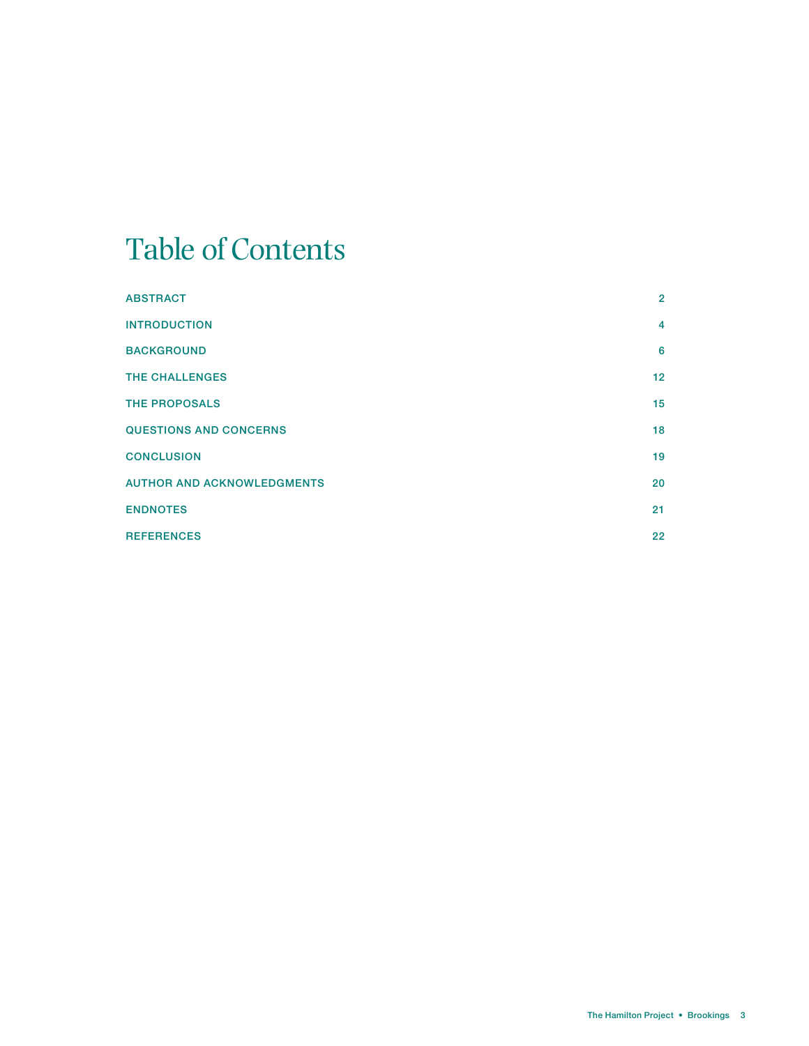# Table of Contents

| | |
|---|---|
| ABSTRACT | 2 |
| INTRODUCTION | 4 |
| BACKGROUND | 6 |
| THE CHALLENGES | 12 |
| THE PROPOSALS | 15 |
| QUESTIONS AND CONCERNS | 18 |
| CONCLUSION | 19 |
| AUTHOR AND ACKNOWLEDGMENTS | 20 |
| ENDNOTES | 21 |
| REFERENCES | 22 |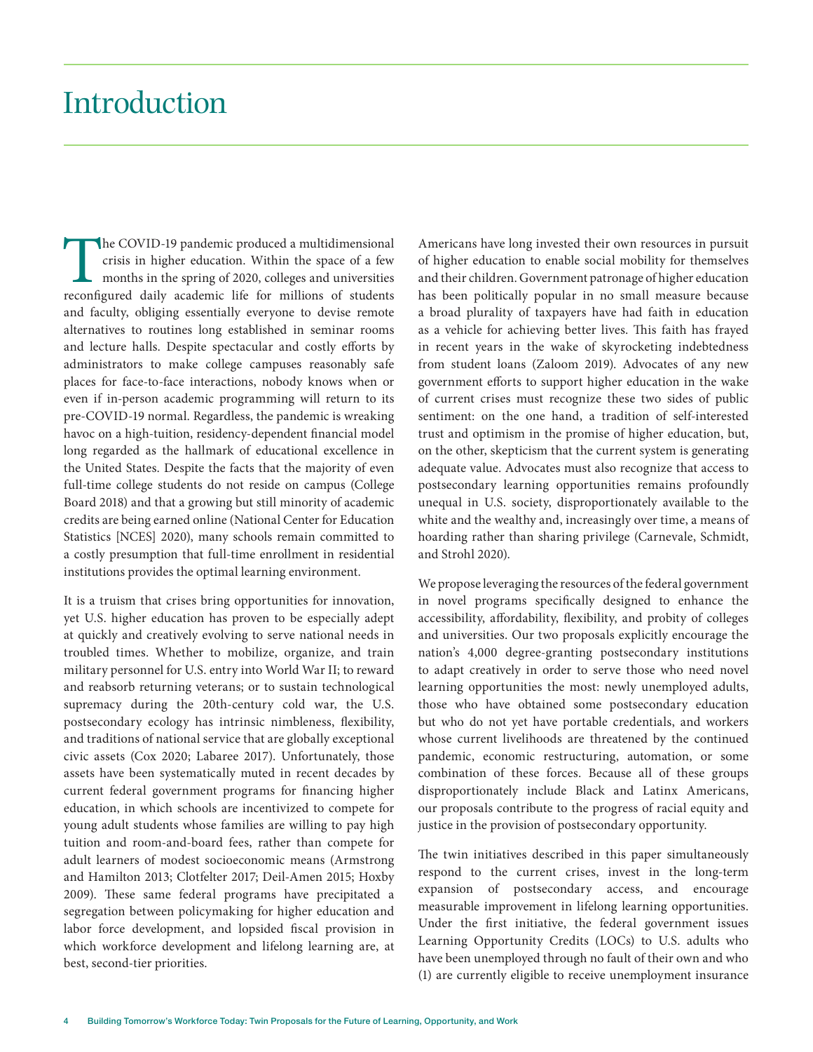# Introduction

The COVID-19 pandemic produced a multidimensional crisis in higher education. Within the space of a few months in the spring of 2020, colleges and universities reconfigured daily academic life for millions of students and faculty, obliging essentially everyone to devise remote alternatives to routines long established in seminar rooms and lecture halls. Despite spectacular and costly efforts by administrators to make college campuses reasonably safe places for face-to-face interactions, nobody knows when or even if in-person academic programming will return to its pre-COVID-19 normal. Regardless, the pandemic is wreaking havoc on a high-tuition, residency-dependent financial model long regarded as the hallmark of educational excellence in the United States. Despite the facts that the majority of even full-time college students do not reside on campus (College Board 2018) and that a growing but still minority of academic credits are being earned online (National Center for Education Statistics [NCES] 2020), many schools remain committed to a costly presumption that full-time enrollment in residential institutions provides the optimal learning environment.

It is a truism that crises bring opportunities for innovation, yet U.S. higher education has proven to be especially adept at quickly and creatively evolving to serve national needs in troubled times. Whether to mobilize, organize, and train military personnel for U.S. entry into World War II; to reward and reabsorb returning veterans; or to sustain technological supremacy during the 20th-century cold war, the U.S. postsecondary ecology has intrinsic nimbleness, flexibility, and traditions of national service that are globally exceptional civic assets (Cox 2020; Labaree 2017). Unfortunately, those assets have been systematically muted in recent decades by current federal government programs for financing higher education, in which schools are incentivized to compete for young adult students whose families are willing to pay high tuition and room-and-board fees, rather than compete for adult learners of modest socioeconomic means (Armstrong and Hamilton 2013; Clotfelter 2017; Deil-Amen 2015; Hoxby 2009). These same federal programs have precipitated a segregation between policymaking for higher education and labor force development, and lopsided fiscal provision in which workforce development and lifelong learning are, at best, second-tier priorities.

Americans have long invested their own resources in pursuit of higher education to enable social mobility for themselves and their children. Government patronage of higher education has been politically popular in no small measure because a broad plurality of taxpayers have had faith in education as a vehicle for achieving better lives. This faith has frayed in recent years in the wake of skyrocketing indebtedness from student loans (Zaloom 2019). Advocates of any new government efforts to support higher education in the wake of current crises must recognize these two sides of public sentiment: on the one hand, a tradition of self-interested trust and optimism in the promise of higher education, but, on the other, skepticism that the current system is generating adequate value. Advocates must also recognize that access to postsecondary learning opportunities remains profoundly unequal in U.S. society, disproportionately available to the white and the wealthy and, increasingly over time, a means of hoarding rather than sharing privilege (Carnevale, Schmidt, and Strohl 2020).

We propose leveraging the resources of the federal government in novel programs specifically designed to enhance the accessibility, affordability, flexibility, and probity of colleges and universities. Our two proposals explicitly encourage the nation's 4,000 degree-granting postsecondary institutions to adapt creatively in order to serve those who need novel learning opportunities the most: newly unemployed adults, those who have obtained some postsecondary education but who do not yet have portable credentials, and workers whose current livelihoods are threatened by the continued pandemic, economic restructuring, automation, or some combination of these forces. Because all of these groups disproportionately include Black and Latinx Americans, our proposals contribute to the progress of racial equity and justice in the provision of postsecondary opportunity.

The twin initiatives described in this paper simultaneously respond to the current crises, invest in the long-term expansion of postsecondary access, and encourage measurable improvement in lifelong learning opportunities. Under the first initiative, the federal government issues Learning Opportunity Credits (LOCs) to U.S. adults who have been unemployed through no fault of their own and who (1) are currently eligible to receive unemployment insurance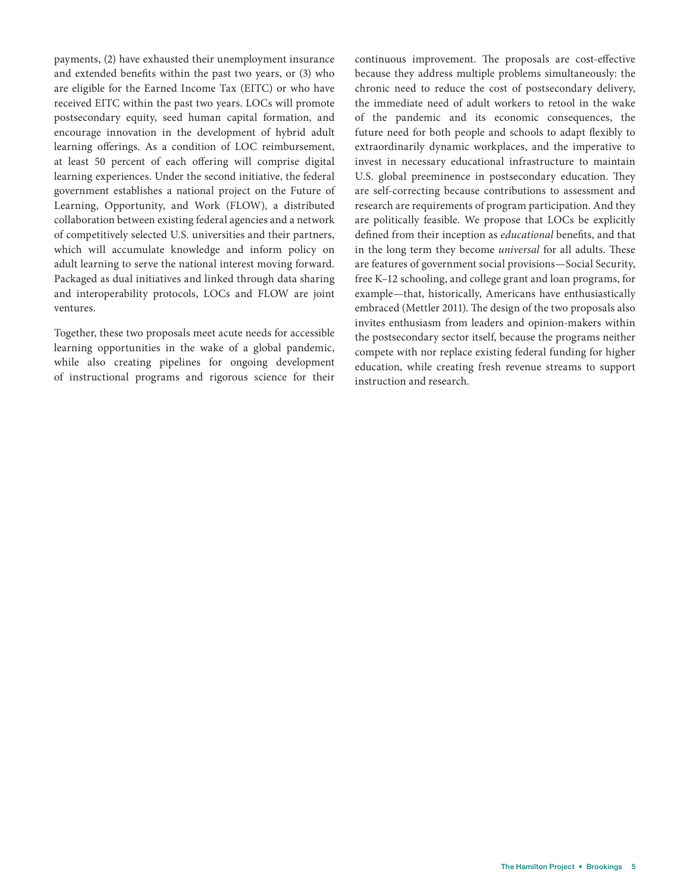payments, (2) have exhausted their unemployment insurance and extended benefits within the past two years, or (3) who are eligible for the Earned Income Tax (EITC) or who have received EITC within the past two years. LOCs will promote postsecondary equity, seed human capital formation, and encourage innovation in the development of hybrid adult learning offerings. As a condition of LOC reimbursement, at least 50 percent of each offering will comprise digital learning experiences. Under the second initiative, the federal government establishes a national project on the Future of Learning, Opportunity, and Work (FLOW), a distributed collaboration between existing federal agencies and a network of competitively selected U.S. universities and their partners, which will accumulate knowledge and inform policy on adult learning to serve the national interest moving forward. Packaged as dual initiatives and linked through data sharing and interoperability protocols, LOCs and FLOW are joint ventures.

Together, these two proposals meet acute needs for accessible learning opportunities in the wake of a global pandemic, while also creating pipelines for ongoing development of instructional programs and rigorous science for their continuous improvement. The proposals are cost-effective because they address multiple problems simultaneously: the chronic need to reduce the cost of postsecondary delivery, the immediate need of adult workers to retool in the wake of the pandemic and its economic consequences, the future need for both people and schools to adapt flexibly to extraordinarily dynamic workplaces, and the imperative to invest in necessary educational infrastructure to maintain U.S. global preeminence in postsecondary education. They are self-correcting because contributions to assessment and research are requirements of program participation. And they are politically feasible. We propose that LOCs be explicitly defined from their inception as *educational* benefits, and that in the long term they become *universal* for all adults. These are features of government social provisions—Social Security, free K–12 schooling, and college grant and loan programs, for example—that, historically, Americans have enthusiastically embraced (Mettler 2011). The design of the two proposals also invites enthusiasm from leaders and opinion-makers within the postsecondary sector itself, because the programs neither compete with nor replace existing federal funding for higher education, while creating fresh revenue streams to support instruction and research.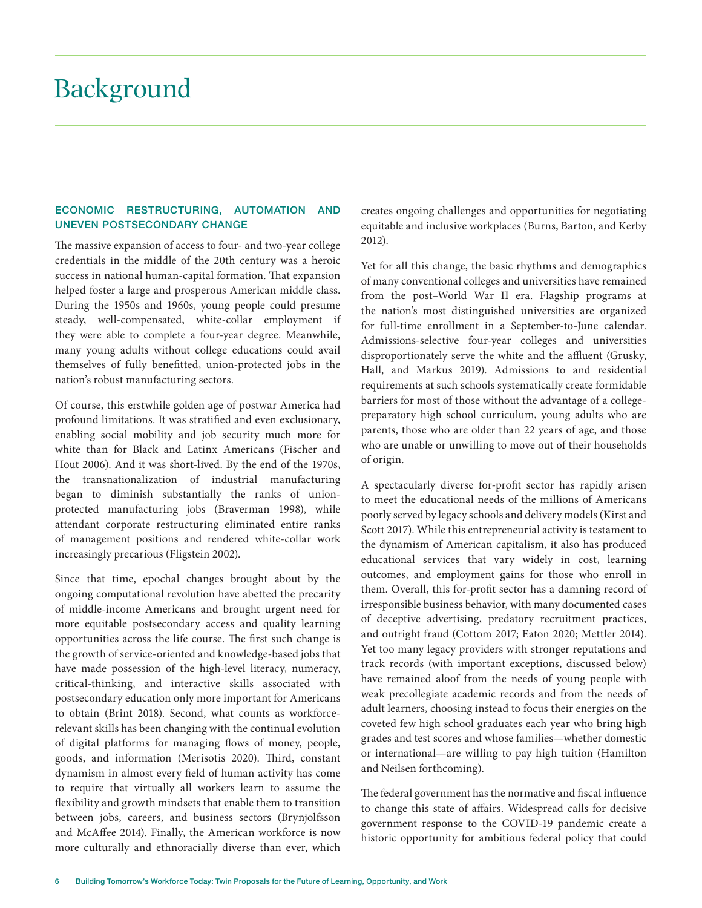# Background

## ECONOMIC RESTRUCTURING, AUTOMATION AND UNEVEN POSTSECONDARY CHANGE

The massive expansion of access to four- and two-year college credentials in the middle of the 20th century was a heroic success in national human-capital formation. That expansion helped foster a large and prosperous American middle class. During the 1950s and 1960s, young people could presume steady, well-compensated, white-collar employment if they were able to complete a four-year degree. Meanwhile, many young adults without college educations could avail themselves of fully benefitted, union-protected jobs in the nation's robust manufacturing sectors.

Of course, this erstwhile golden age of postwar America had profound limitations. It was stratified and even exclusionary, enabling social mobility and job security much more for white than for Black and Latinx Americans (Fischer and Hout 2006). And it was short-lived. By the end of the 1970s, the transnationalization of industrial manufacturing began to diminish substantially the ranks of union-protected manufacturing jobs (Braverman 1998), while attendant corporate restructuring eliminated entire ranks of management positions and rendered white-collar work increasingly precarious (Fligstein 2002).

Since that time, epochal changes brought about by the ongoing computational revolution have abetted the precarity of middle-income Americans and brought urgent need for more equitable postsecondary access and quality learning opportunities across the life course. The first such change is the growth of service-oriented and knowledge-based jobs that have made possession of the high-level literacy, numeracy, critical-thinking, and interactive skills associated with postsecondary education only more important for Americans to obtain (Brint 2018). Second, what counts as workforce-relevant skills has been changing with the continual evolution of digital platforms for managing flows of money, people, goods, and information (Merisotis 2020). Third, constant dynamism in almost every field of human activity has come to require that virtually all workers learn to assume the flexibility and growth mindsets that enable them to transition between jobs, careers, and business sectors (Brynjolfsson and McAffee 2014). Finally, the American workforce is now more culturally and ethnoracially diverse than ever, which creates ongoing challenges and opportunities for negotiating equitable and inclusive workplaces (Burns, Barton, and Kerby 2012).

Yet for all this change, the basic rhythms and demographics of many conventional colleges and universities have remained from the post–World War II era. Flagship programs at the nation's most distinguished universities are organized for full-time enrollment in a September-to-June calendar. Admissions-selective four-year colleges and universities disproportionately serve the white and the affluent (Grusky, Hall, and Markus 2019). Admissions to and residential requirements at such schools systematically create formidable barriers for most of those without the advantage of a college-preparatory high school curriculum, young adults who are parents, those who are older than 22 years of age, and those who are unable or unwilling to move out of their households of origin.

A spectacularly diverse for-profit sector has rapidly arisen to meet the educational needs of the millions of Americans poorly served by legacy schools and delivery models (Kirst and Scott 2017). While this entrepreneurial activity is testament to the dynamism of American capitalism, it also has produced educational services that vary widely in cost, learning outcomes, and employment gains for those who enroll in them. Overall, this for-profit sector has a damning record of irresponsible business behavior, with many documented cases of deceptive advertising, predatory recruitment practices, and outright fraud (Cottom 2017; Eaton 2020; Mettler 2014). Yet too many legacy providers with stronger reputations and track records (with important exceptions, discussed below) have remained aloof from the needs of young people with weak precollegiate academic records and from the needs of adult learners, choosing instead to focus their energies on the coveted few high school graduates each year who bring high grades and test scores and whose families—whether domestic or international—are willing to pay high tuition (Hamilton and Neilsen forthcoming).

The federal government has the normative and fiscal influence to change this state of affairs. Widespread calls for decisive government response to the COVID-19 pandemic create a historic opportunity for ambitious federal policy that could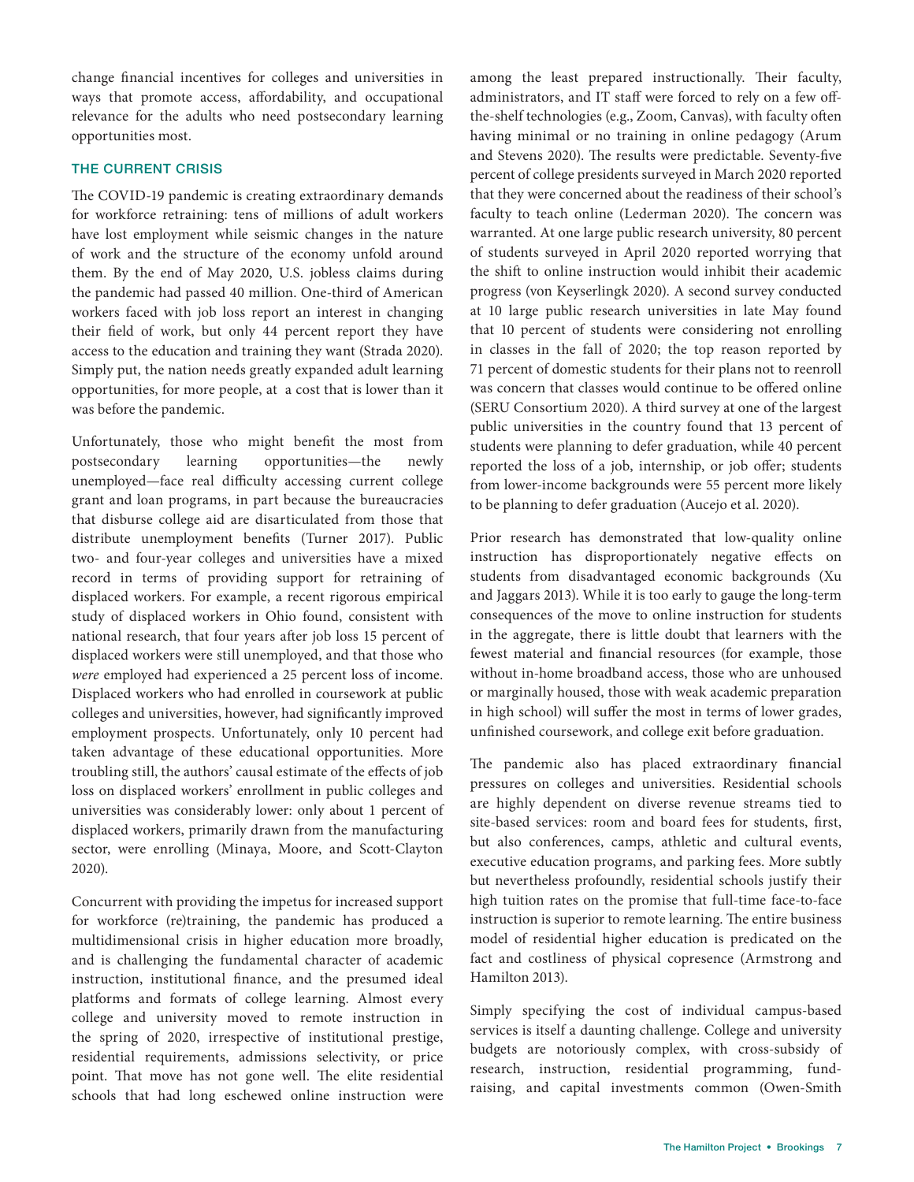change financial incentives for colleges and universities in ways that promote access, affordability, and occupational relevance for the adults who need postsecondary learning opportunities most.

### THE CURRENT CRISIS

The COVID-19 pandemic is creating extraordinary demands for workforce retraining: tens of millions of adult workers have lost employment while seismic changes in the nature of work and the structure of the economy unfold around them. By the end of May 2020, U.S. jobless claims during the pandemic had passed 40 million. One-third of American workers faced with job loss report an interest in changing their field of work, but only 44 percent report they have access to the education and training they want (Strada 2020). Simply put, the nation needs greatly expanded adult learning opportunities, for more people, at a cost that is lower than it was before the pandemic.

Unfortunately, those who might benefit the most from postsecondary learning opportunities—the newly unemployed—face real difficulty accessing current college grant and loan programs, in part because the bureaucracies that disburse college aid are disarticulated from those that distribute unemployment benefits (Turner 2017). Public two- and four-year colleges and universities have a mixed record in terms of providing support for retraining of displaced workers. For example, a recent rigorous empirical study of displaced workers in Ohio found, consistent with national research, that four years after job loss 15 percent of displaced workers were still unemployed, and that those who *were* employed had experienced a 25 percent loss of income. Displaced workers who had enrolled in coursework at public colleges and universities, however, had significantly improved employment prospects. Unfortunately, only 10 percent had taken advantage of these educational opportunities. More troubling still, the authors' causal estimate of the effects of job loss on displaced workers' enrollment in public colleges and universities was considerably lower: only about 1 percent of displaced workers, primarily drawn from the manufacturing sector, were enrolling (Minaya, Moore, and Scott-Clayton 2020).

Concurrent with providing the impetus for increased support for workforce (re)training, the pandemic has produced a multidimensional crisis in higher education more broadly, and is challenging the fundamental character of academic instruction, institutional finance, and the presumed ideal platforms and formats of college learning. Almost every college and university moved to remote instruction in the spring of 2020, irrespective of institutional prestige, residential requirements, admissions selectivity, or price point. That move has not gone well. The elite residential schools that had long eschewed online instruction were among the least prepared instructionally. Their faculty, administrators, and IT staff were forced to rely on a few off-the-shelf technologies (e.g., Zoom, Canvas), with faculty often having minimal or no training in online pedagogy (Arum and Stevens 2020). The results were predictable. Seventy-five percent of college presidents surveyed in March 2020 reported that they were concerned about the readiness of their school's faculty to teach online (Lederman 2020). The concern was warranted. At one large public research university, 80 percent of students surveyed in April 2020 reported worrying that the shift to online instruction would inhibit their academic progress (von Keyserlingk 2020). A second survey conducted at 10 large public research universities in late May found that 10 percent of students were considering not enrolling in classes in the fall of 2020; the top reason reported by 71 percent of domestic students for their plans not to reenroll was concern that classes would continue to be offered online (SERU Consortium 2020). A third survey at one of the largest public universities in the country found that 13 percent of students were planning to defer graduation, while 40 percent reported the loss of a job, internship, or job offer; students from lower-income backgrounds were 55 percent more likely to be planning to defer graduation (Aucejo et al. 2020).

Prior research has demonstrated that low-quality online instruction has disproportionately negative effects on students from disadvantaged economic backgrounds (Xu and Jaggars 2013). While it is too early to gauge the long-term consequences of the move to online instruction for students in the aggregate, there is little doubt that learners with the fewest material and financial resources (for example, those without in-home broadband access, those who are unhoused or marginally housed, those with weak academic preparation in high school) will suffer the most in terms of lower grades, unfinished coursework, and college exit before graduation.

The pandemic also has placed extraordinary financial pressures on colleges and universities. Residential schools are highly dependent on diverse revenue streams tied to site-based services: room and board fees for students, first, but also conferences, camps, athletic and cultural events, executive education programs, and parking fees. More subtly but nevertheless profoundly, residential schools justify their high tuition rates on the promise that full-time face-to-face instruction is superior to remote learning. The entire business model of residential higher education is predicated on the fact and costliness of physical copresence (Armstrong and Hamilton 2013).

Simply specifying the cost of individual campus-based services is itself a daunting challenge. College and university budgets are notoriously complex, with cross-subsidy of research, instruction, residential programming, fund-raising, and capital investments common (Owen-Smith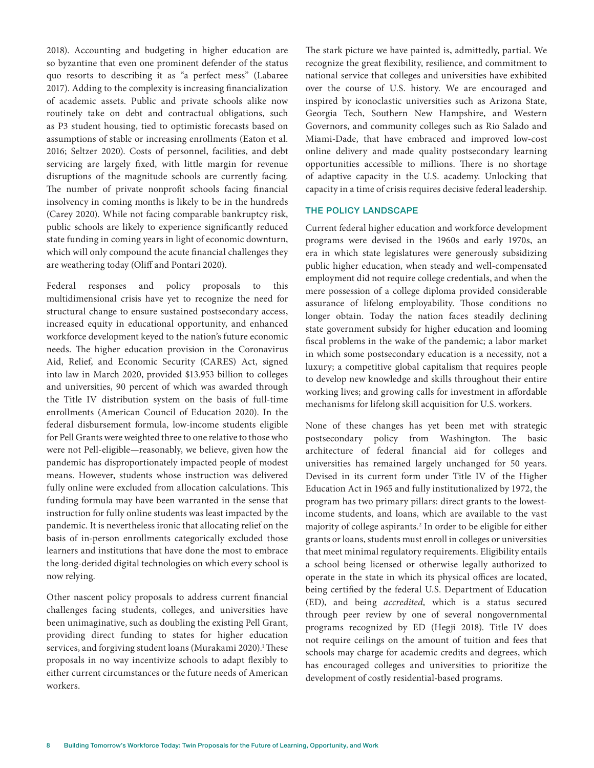2018). Accounting and budgeting in higher education are so byzantine that even one prominent defender of the status quo resorts to describing it as "a perfect mess" (Labaree 2017). Adding to the complexity is increasing financialization of academic assets. Public and private schools alike now routinely take on debt and contractual obligations, such as P3 student housing, tied to optimistic forecasts based on assumptions of stable or increasing enrollments (Eaton et al. 2016; Seltzer 2020). Costs of personnel, facilities, and debt servicing are largely fixed, with little margin for revenue disruptions of the magnitude schools are currently facing. The number of private nonprofit schools facing financial insolvency in coming months is likely to be in the hundreds (Carey 2020). While not facing comparable bankruptcy risk, public schools are likely to experience significantly reduced state funding in coming years in light of economic downturn, which will only compound the acute financial challenges they are weathering today (Oliff and Pontari 2020).

Federal responses and policy proposals to this multidimensional crisis have yet to recognize the need for structural change to ensure sustained postsecondary access, increased equity in educational opportunity, and enhanced workforce development keyed to the nation's future economic needs. The higher education provision in the Coronavirus Aid, Relief, and Economic Security (CARES) Act, signed into law in March 2020, provided $13.953 billion to colleges and universities, 90 percent of which was awarded through the Title IV distribution system on the basis of full-time enrollments (American Council of Education 2020). In the federal disbursement formula, low-income students eligible for Pell Grants were weighted three to one relative to those who were not Pell-eligible—reasonably, we believe, given how the pandemic has disproportionately impacted people of modest means. However, students whose instruction was delivered fully online were excluded from allocation calculations. This funding formula may have been warranted in the sense that instruction for fully online students was least impacted by the pandemic. It is nevertheless ironic that allocating relief on the basis of in-person enrollments categorically excluded those learners and institutions that have done the most to embrace the long-derided digital technologies on which every school is now relying.

Other nascent policy proposals to address current financial challenges facing students, colleges, and universities have been unimaginative, such as doubling the existing Pell Grant, providing direct funding to states for higher education services, and forgiving student loans (Murakami 2020).[1] These proposals in no way incentivize schools to adapt flexibly to either current circumstances or the future needs of American workers.

The stark picture we have painted is, admittedly, partial. We recognize the great flexibility, resilience, and commitment to national service that colleges and universities have exhibited over the course of U.S. history. We are encouraged and inspired by iconoclastic universities such as Arizona State, Georgia Tech, Southern New Hampshire, and Western Governors, and community colleges such as Rio Salado and Miami-Dade, that have embraced and improved low-cost online delivery and made quality postsecondary learning opportunities accessible to millions. There is no shortage of adaptive capacity in the U.S. academy. Unlocking that capacity in a time of crisis requires decisive federal leadership.

## THE POLICY LANDSCAPE

Current federal higher education and workforce development programs were devised in the 1960s and early 1970s, an era in which state legislatures were generously subsidizing public higher education, when steady and well-compensated employment did not require college credentials, and when the mere possession of a college diploma provided considerable assurance of lifelong employability. Those conditions no longer obtain. Today the nation faces steadily declining state government subsidy for higher education and looming fiscal problems in the wake of the pandemic; a labor market in which some postsecondary education is a necessity, not a luxury; a competitive global capitalism that requires people to develop new knowledge and skills throughout their entire working lives; and growing calls for investment in affordable mechanisms for lifelong skill acquisition for U.S. workers.

None of these changes has yet been met with strategic postsecondary policy from Washington. The basic architecture of federal financial aid for colleges and universities has remained largely unchanged for 50 years. Devised in its current form under Title IV of the Higher Education Act in 1965 and fully institutionalized by 1972, the program has two primary pillars: direct grants to the lowest-income students, and loans, which are available to the vast majority of college aspirants.[2] In order to be eligible for either grants or loans, students must enroll in colleges or universities that meet minimal regulatory requirements. Eligibility entails a school being licensed or otherwise legally authorized to operate in the state in which its physical offices are located, being certified by the federal U.S. Department of Education (ED), and being *accredited,* which is a status secured through peer review by one of several nongovernmental programs recognized by ED (Hegji 2018). Title IV does not require ceilings on the amount of tuition and fees that schools may charge for academic credits and degrees, which has encouraged colleges and universities to prioritize the development of costly residential-based programs.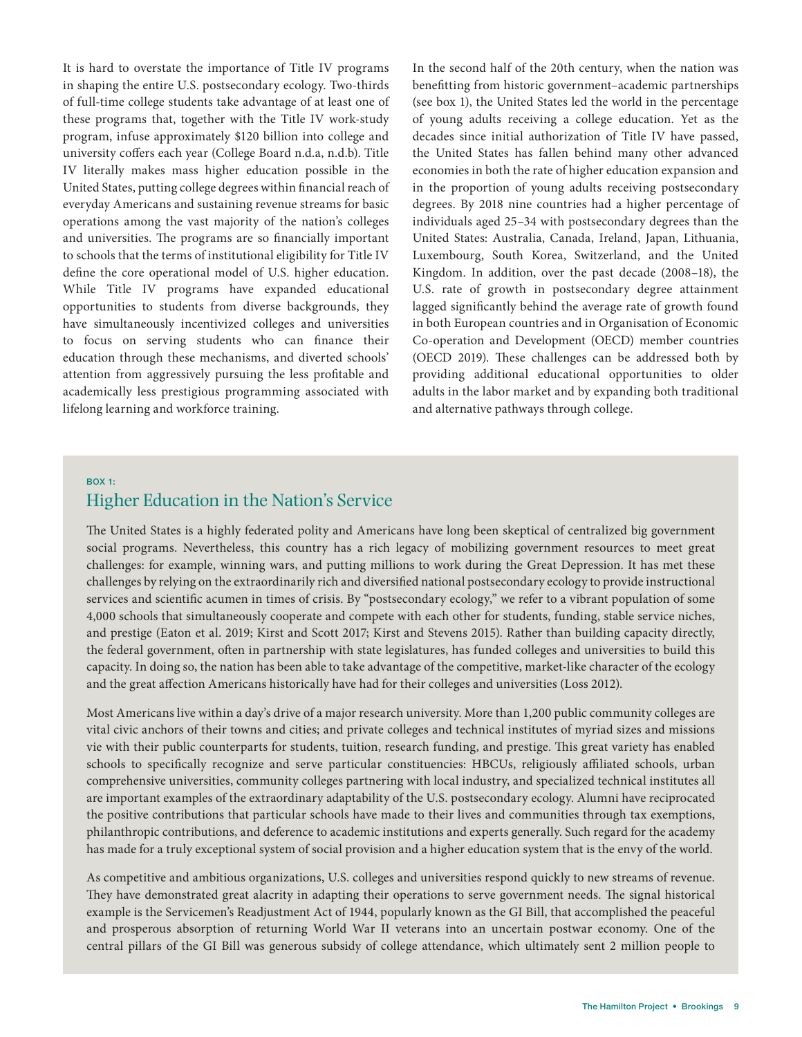It is hard to overstate the importance of Title IV programs in shaping the entire U.S. postsecondary ecology. Two-thirds of full-time college students take advantage of at least one of these programs that, together with the Title IV work-study program, infuse approximately $120 billion into college and university coffers each year (College Board n.d.a, n.d.b). Title IV literally makes mass higher education possible in the United States, putting college degrees within financial reach of everyday Americans and sustaining revenue streams for basic operations among the vast majority of the nation's colleges and universities. The programs are so financially important to schools that the terms of institutional eligibility for Title IV define the core operational model of U.S. higher education. While Title IV programs have expanded educational opportunities to students from diverse backgrounds, they have simultaneously incentivized colleges and universities to focus on serving students who can finance their education through these mechanisms, and diverted schools' attention from aggressively pursuing the less profitable and academically less prestigious programming associated with lifelong learning and workforce training.

In the second half of the 20th century, when the nation was benefitting from historic government–academic partnerships (see box 1), the United States led the world in the percentage of young adults receiving a college education. Yet as the decades since initial authorization of Title IV have passed, the United States has fallen behind many other advanced economies in both the rate of higher education expansion and in the proportion of young adults receiving postsecondary degrees. By 2018 nine countries had a higher percentage of individuals aged 25–34 with postsecondary degrees than the United States: Australia, Canada, Ireland, Japan, Lithuania, Luxembourg, South Korea, Switzerland, and the United Kingdom. In addition, over the past decade (2008–18), the U.S. rate of growth in postsecondary degree attainment lagged significantly behind the average rate of growth found in both European countries and in Organisation of Economic Co-operation and Development (OECD) member countries (OECD 2019). These challenges can be addressed both by providing additional educational opportunities to older adults in the labor market and by expanding both traditional and alternative pathways through college.

**BOX 1:**

## Higher Education in the Nation's Service

The United States is a highly federated polity and Americans have long been skeptical of centralized big government social programs. Nevertheless, this country has a rich legacy of mobilizing government resources to meet great challenges: for example, winning wars, and putting millions to work during the Great Depression. It has met these challenges by relying on the extraordinarily rich and diversified national postsecondary ecology to provide instructional services and scientific acumen in times of crisis. By "postsecondary ecology," we refer to a vibrant population of some 4,000 schools that simultaneously cooperate and compete with each other for students, funding, stable service niches, and prestige (Eaton et al. 2019; Kirst and Scott 2017; Kirst and Stevens 2015). Rather than building capacity directly, the federal government, often in partnership with state legislatures, has funded colleges and universities to build this capacity. In doing so, the nation has been able to take advantage of the competitive, market-like character of the ecology and the great affection Americans historically have had for their colleges and universities (Loss 2012).

Most Americans live within a day's drive of a major research university. More than 1,200 public community colleges are vital civic anchors of their towns and cities; and private colleges and technical institutes of myriad sizes and missions vie with their public counterparts for students, tuition, research funding, and prestige. This great variety has enabled schools to specifically recognize and serve particular constituencies: HBCUs, religiously affiliated schools, urban comprehensive universities, community colleges partnering with local industry, and specialized technical institutes all are important examples of the extraordinary adaptability of the U.S. postsecondary ecology. Alumni have reciprocated the positive contributions that particular schools have made to their lives and communities through tax exemptions, philanthropic contributions, and deference to academic institutions and experts generally. Such regard for the academy has made for a truly exceptional system of social provision and a higher education system that is the envy of the world.

As competitive and ambitious organizations, U.S. colleges and universities respond quickly to new streams of revenue. They have demonstrated great alacrity in adapting their operations to serve government needs. The signal historical example is the Servicemen's Readjustment Act of 1944, popularly known as the GI Bill, that accomplished the peaceful and prosperous absorption of returning World War II veterans into an uncertain postwar economy. One of the central pillars of the GI Bill was generous subsidy of college attendance, which ultimately sent 2 million people to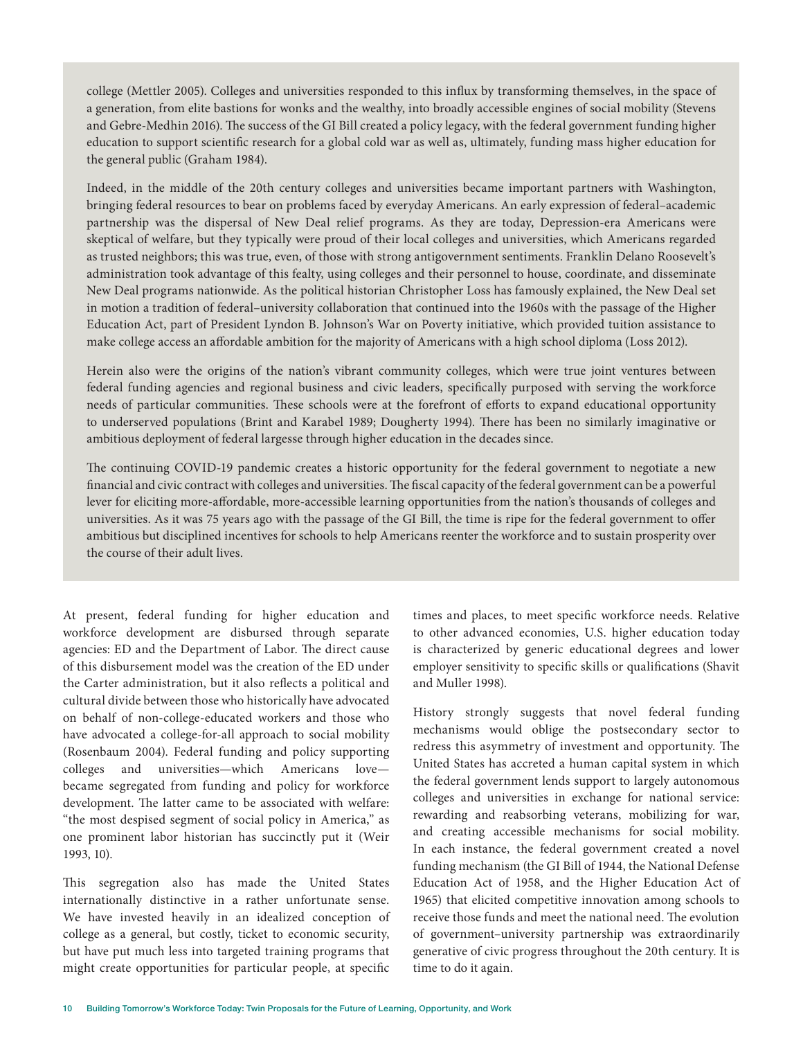college (Mettler 2005). Colleges and universities responded to this influx by transforming themselves, in the space of a generation, from elite bastions for wonks and the wealthy, into broadly accessible engines of social mobility (Stevens and Gebre-Medhin 2016). The success of the GI Bill created a policy legacy, with the federal government funding higher education to support scientific research for a global cold war as well as, ultimately, funding mass higher education for the general public (Graham 1984).

Indeed, in the middle of the 20th century colleges and universities became important partners with Washington, bringing federal resources to bear on problems faced by everyday Americans. An early expression of federal–academic partnership was the dispersal of New Deal relief programs. As they are today, Depression-era Americans were skeptical of welfare, but they typically were proud of their local colleges and universities, which Americans regarded as trusted neighbors; this was true, even, of those with strong antigovernment sentiments. Franklin Delano Roosevelt's administration took advantage of this fealty, using colleges and their personnel to house, coordinate, and disseminate New Deal programs nationwide. As the political historian Christopher Loss has famously explained, the New Deal set in motion a tradition of federal–university collaboration that continued into the 1960s with the passage of the Higher Education Act, part of President Lyndon B. Johnson's War on Poverty initiative, which provided tuition assistance to make college access an affordable ambition for the majority of Americans with a high school diploma (Loss 2012).

Herein also were the origins of the nation's vibrant community colleges, which were true joint ventures between federal funding agencies and regional business and civic leaders, specifically purposed with serving the workforce needs of particular communities. These schools were at the forefront of efforts to expand educational opportunity to underserved populations (Brint and Karabel 1989; Dougherty 1994). There has been no similarly imaginative or ambitious deployment of federal largesse through higher education in the decades since.

The continuing COVID-19 pandemic creates a historic opportunity for the federal government to negotiate a new financial and civic contract with colleges and universities. The fiscal capacity of the federal government can be a powerful lever for eliciting more-affordable, more-accessible learning opportunities from the nation's thousands of colleges and universities. As it was 75 years ago with the passage of the GI Bill, the time is ripe for the federal government to offer ambitious but disciplined incentives for schools to help Americans reenter the workforce and to sustain prosperity over the course of their adult lives.

At present, federal funding for higher education and workforce development are disbursed through separate agencies: ED and the Department of Labor. The direct cause of this disbursement model was the creation of the ED under the Carter administration, but it also reflects a political and cultural divide between those who historically have advocated on behalf of non-college-educated workers and those who have advocated a college-for-all approach to social mobility (Rosenbaum 2004). Federal funding and policy supporting colleges and universities—which Americans love—became segregated from funding and policy for workforce development. The latter came to be associated with welfare: "the most despised segment of social policy in America," as one prominent labor historian has succinctly put it (Weir 1993, 10).

This segregation also has made the United States internationally distinctive in a rather unfortunate sense. We have invested heavily in an idealized conception of college as a general, but costly, ticket to economic security, but have put much less into targeted training programs that might create opportunities for particular people, at specific times and places, to meet specific workforce needs. Relative to other advanced economies, U.S. higher education today is characterized by generic educational degrees and lower employer sensitivity to specific skills or qualifications (Shavit and Muller 1998).

History strongly suggests that novel federal funding mechanisms would oblige the postsecondary sector to redress this asymmetry of investment and opportunity. The United States has accreted a human capital system in which the federal government lends support to largely autonomous colleges and universities in exchange for national service: rewarding and reabsorbing veterans, mobilizing for war, and creating accessible mechanisms for social mobility. In each instance, the federal government created a novel funding mechanism (the GI Bill of 1944, the National Defense Education Act of 1958, and the Higher Education Act of 1965) that elicited competitive innovation among schools to receive those funds and meet the national need. The evolution of government–university partnership was extraordinarily generative of civic progress throughout the 20th century. It is time to do it again.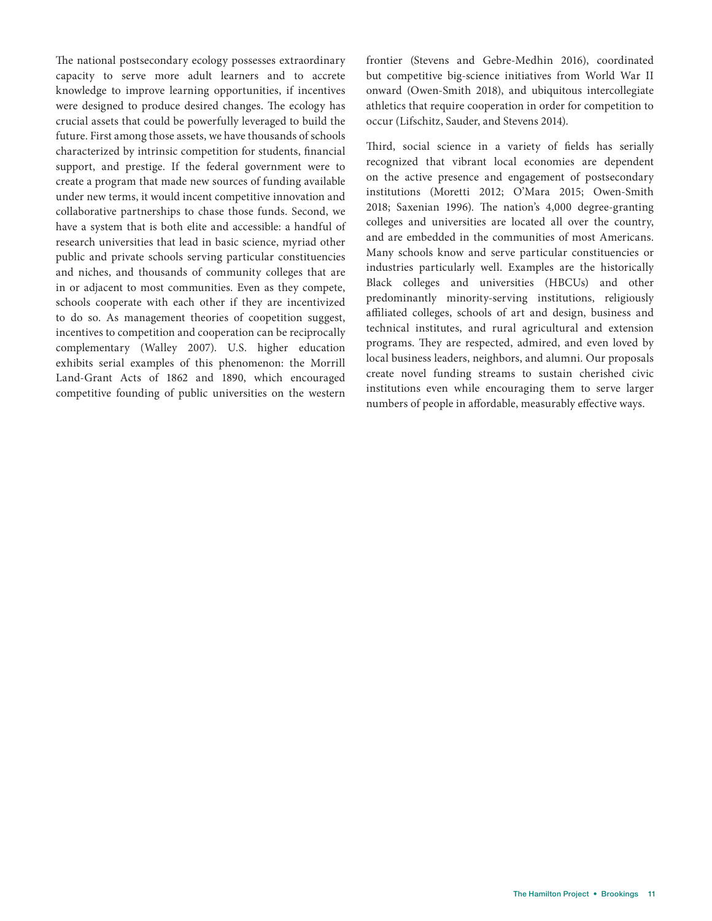The national postsecondary ecology possesses extraordinary capacity to serve more adult learners and to accrete knowledge to improve learning opportunities, if incentives were designed to produce desired changes. The ecology has crucial assets that could be powerfully leveraged to build the future. First among those assets, we have thousands of schools characterized by intrinsic competition for students, financial support, and prestige. If the federal government were to create a program that made new sources of funding available under new terms, it would incent competitive innovation and collaborative partnerships to chase those funds. Second, we have a system that is both elite and accessible: a handful of research universities that lead in basic science, myriad other public and private schools serving particular constituencies and niches, and thousands of community colleges that are in or adjacent to most communities. Even as they compete, schools cooperate with each other if they are incentivized to do so. As management theories of coopetition suggest, incentives to competition and cooperation can be reciprocally complementary (Walley 2007). U.S. higher education exhibits serial examples of this phenomenon: the Morrill Land-Grant Acts of 1862 and 1890, which encouraged competitive founding of public universities on the western frontier (Stevens and Gebre-Medhin 2016), coordinated but competitive big-science initiatives from World War II onward (Owen-Smith 2018), and ubiquitous intercollegiate athletics that require cooperation in order for competition to occur (Lifschitz, Sauder, and Stevens 2014).

Third, social science in a variety of fields has serially recognized that vibrant local economies are dependent on the active presence and engagement of postsecondary institutions (Moretti 2012; O'Mara 2015; Owen-Smith 2018; Saxenian 1996). The nation's 4,000 degree-granting colleges and universities are located all over the country, and are embedded in the communities of most Americans. Many schools know and serve particular constituencies or industries particularly well. Examples are the historically Black colleges and universities (HBCUs) and other predominantly minority-serving institutions, religiously affiliated colleges, schools of art and design, business and technical institutes, and rural agricultural and extension programs. They are respected, admired, and even loved by local business leaders, neighbors, and alumni. Our proposals create novel funding streams to sustain cherished civic institutions even while encouraging them to serve larger numbers of people in affordable, measurably effective ways.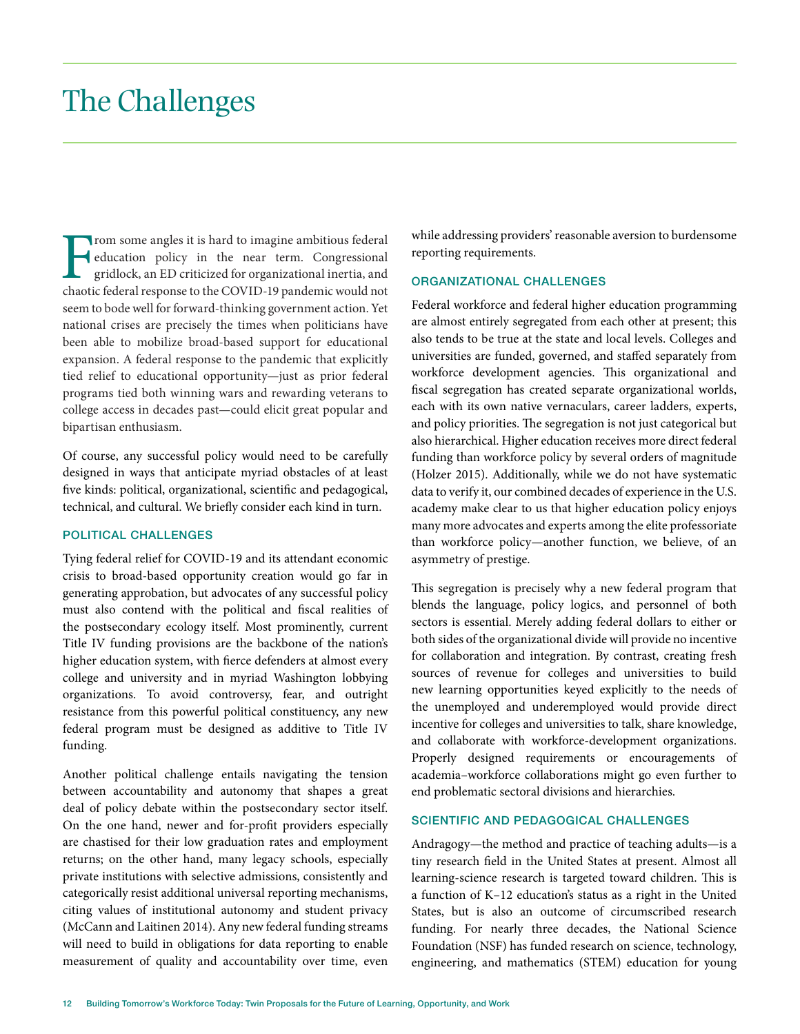# The Challenges

From some angles it is hard to imagine ambitious federal education policy in the near term. Congressional gridlock, an ED criticized for organizational inertia, and chaotic federal response to the COVID-19 pandemic would not seem to bode well for forward-thinking government action. Yet national crises are precisely the times when politicians have been able to mobilize broad-based support for educational expansion. A federal response to the pandemic that explicitly tied relief to educational opportunity—just as prior federal programs tied both winning wars and rewarding veterans to college access in decades past—could elicit great popular and bipartisan enthusiasm.

Of course, any successful policy would need to be carefully designed in ways that anticipate myriad obstacles of at least five kinds: political, organizational, scientific and pedagogical, technical, and cultural. We briefly consider each kind in turn.

### POLITICAL CHALLENGES

Tying federal relief for COVID-19 and its attendant economic crisis to broad-based opportunity creation would go far in generating approbation, but advocates of any successful policy must also contend with the political and fiscal realities of the postsecondary ecology itself. Most prominently, current Title IV funding provisions are the backbone of the nation's higher education system, with fierce defenders at almost every college and university and in myriad Washington lobbying organizations. To avoid controversy, fear, and outright resistance from this powerful political constituency, any new federal program must be designed as additive to Title IV funding.

Another political challenge entails navigating the tension between accountability and autonomy that shapes a great deal of policy debate within the postsecondary sector itself. On the one hand, newer and for-profit providers especially are chastised for their low graduation rates and employment returns; on the other hand, many legacy schools, especially private institutions with selective admissions, consistently and categorically resist additional universal reporting mechanisms, citing values of institutional autonomy and student privacy (McCann and Laitinen 2014). Any new federal funding streams will need to build in obligations for data reporting to enable measurement of quality and accountability over time, even while addressing providers' reasonable aversion to burdensome reporting requirements.

### ORGANIZATIONAL CHALLENGES

Federal workforce and federal higher education programming are almost entirely segregated from each other at present; this also tends to be true at the state and local levels. Colleges and universities are funded, governed, and staffed separately from workforce development agencies. This organizational and fiscal segregation has created separate organizational worlds, each with its own native vernaculars, career ladders, experts, and policy priorities. The segregation is not just categorical but also hierarchical. Higher education receives more direct federal funding than workforce policy by several orders of magnitude (Holzer 2015). Additionally, while we do not have systematic data to verify it, our combined decades of experience in the U.S. academy make clear to us that higher education policy enjoys many more advocates and experts among the elite professoriate than workforce policy—another function, we believe, of an asymmetry of prestige.

This segregation is precisely why a new federal program that blends the language, policy logics, and personnel of both sectors is essential. Merely adding federal dollars to either or both sides of the organizational divide will provide no incentive for collaboration and integration. By contrast, creating fresh sources of revenue for colleges and universities to build new learning opportunities keyed explicitly to the needs of the unemployed and underemployed would provide direct incentive for colleges and universities to talk, share knowledge, and collaborate with workforce-development organizations. Properly designed requirements or encouragements of academia–workforce collaborations might go even further to end problematic sectoral divisions and hierarchies.

### SCIENTIFIC AND PEDAGOGICAL CHALLENGES

Andragogy—the method and practice of teaching adults—is a tiny research field in the United States at present. Almost all learning-science research is targeted toward children. This is a function of K–12 education's status as a right in the United States, but is also an outcome of circumscribed research funding. For nearly three decades, the National Science Foundation (NSF) has funded research on science, technology, engineering, and mathematics (STEM) education for young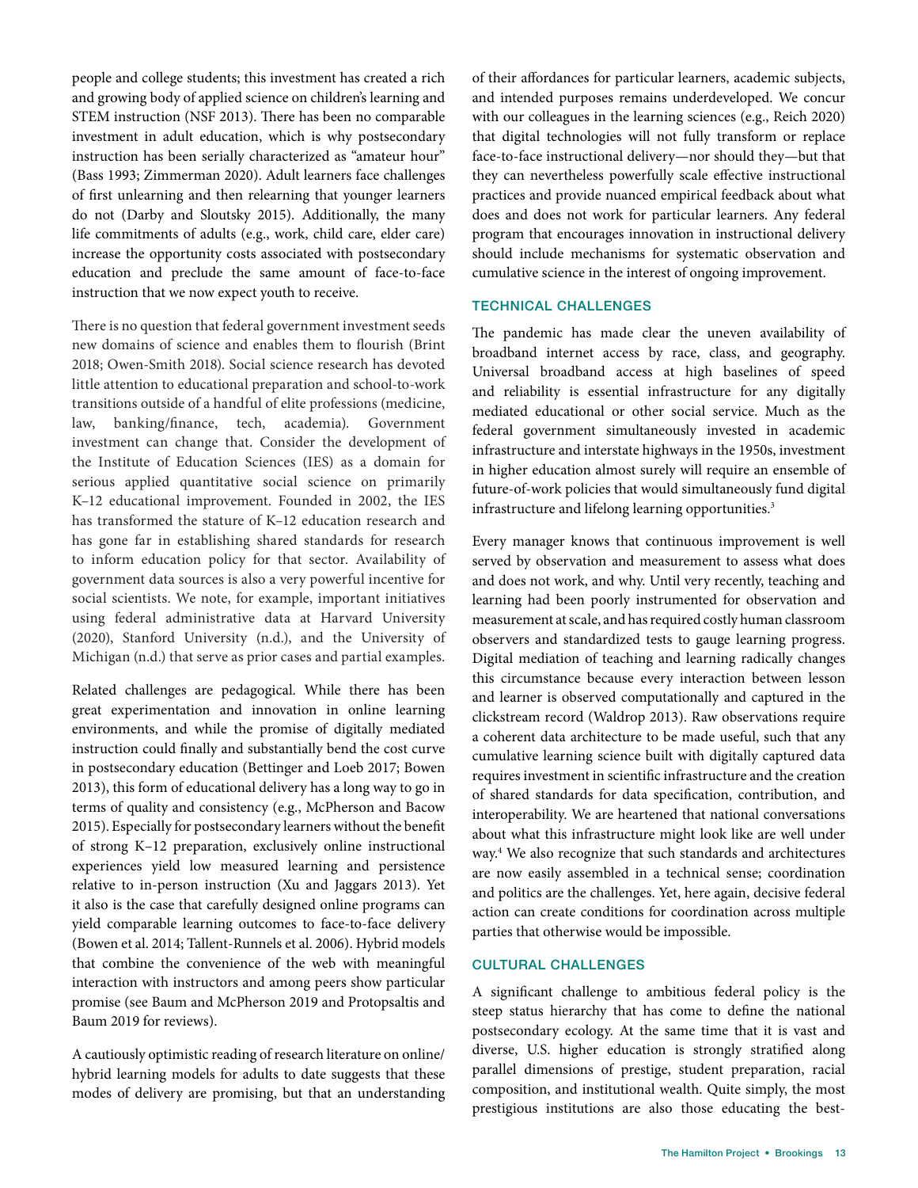people and college students; this investment has created a rich and growing body of applied science on children's learning and STEM instruction (NSF 2013). There has been no comparable investment in adult education, which is why postsecondary instruction has been serially characterized as "amateur hour" (Bass 1993; Zimmerman 2020). Adult learners face challenges of first unlearning and then relearning that younger learners do not (Darby and Sloutsky 2015). Additionally, the many life commitments of adults (e.g., work, child care, elder care) increase the opportunity costs associated with postsecondary education and preclude the same amount of face-to-face instruction that we now expect youth to receive.

There is no question that federal government investment seeds new domains of science and enables them to flourish (Brint 2018; Owen-Smith 2018). Social science research has devoted little attention to educational preparation and school-to-work transitions outside of a handful of elite professions (medicine, law, banking/finance, tech, academia). Government investment can change that. Consider the development of the Institute of Education Sciences (IES) as a domain for serious applied quantitative social science on primarily K–12 educational improvement. Founded in 2002, the IES has transformed the stature of K–12 education research and has gone far in establishing shared standards for research to inform education policy for that sector. Availability of government data sources is also a very powerful incentive for social scientists. We note, for example, important initiatives using federal administrative data at Harvard University (2020), Stanford University (n.d.), and the University of Michigan (n.d.) that serve as prior cases and partial examples.

Related challenges are pedagogical. While there has been great experimentation and innovation in online learning environments, and while the promise of digitally mediated instruction could finally and substantially bend the cost curve in postsecondary education (Bettinger and Loeb 2017; Bowen 2013), this form of educational delivery has a long way to go in terms of quality and consistency (e.g., McPherson and Bacow 2015). Especially for postsecondary learners without the benefit of strong K–12 preparation, exclusively online instructional experiences yield low measured learning and persistence relative to in-person instruction (Xu and Jaggars 2013). Yet it also is the case that carefully designed online programs can yield comparable learning outcomes to face-to-face delivery (Bowen et al. 2014; Tallent-Runnels et al. 2006). Hybrid models that combine the convenience of the web with meaningful interaction with instructors and among peers show particular promise (see Baum and McPherson 2019 and Protopsaltis and Baum 2019 for reviews).

A cautiously optimistic reading of research literature on online/hybrid learning models for adults to date suggests that these modes of delivery are promising, but that an understanding of their affordances for particular learners, academic subjects, and intended purposes remains underdeveloped. We concur with our colleagues in the learning sciences (e.g., Reich 2020) that digital technologies will not fully transform or replace face-to-face instructional delivery—nor should they—but that they can nevertheless powerfully scale effective instructional practices and provide nuanced empirical feedback about what does and does not work for particular learners. Any federal program that encourages innovation in instructional delivery should include mechanisms for systematic observation and cumulative science in the interest of ongoing improvement.

### TECHNICAL CHALLENGES

The pandemic has made clear the uneven availability of broadband internet access by race, class, and geography. Universal broadband access at high baselines of speed and reliability is essential infrastructure for any digitally mediated educational or other social service. Much as the federal government simultaneously invested in academic infrastructure and interstate highways in the 1950s, investment in higher education almost surely will require an ensemble of future-of-work policies that would simultaneously fund digital infrastructure and lifelong learning opportunities.[3]

Every manager knows that continuous improvement is well served by observation and measurement to assess what does and does not work, and why. Until very recently, teaching and learning had been poorly instrumented for observation and measurement at scale, and has required costly human classroom observers and standardized tests to gauge learning progress. Digital mediation of teaching and learning radically changes this circumstance because every interaction between lesson and learner is observed computationally and captured in the clickstream record (Waldrop 2013). Raw observations require a coherent data architecture to be made useful, such that any cumulative learning science built with digitally captured data requires investment in scientific infrastructure and the creation of shared standards for data specification, contribution, and interoperability. We are heartened that national conversations about what this infrastructure might look like are well under way.[4] We also recognize that such standards and architectures are now easily assembled in a technical sense; coordination and politics are the challenges. Yet, here again, decisive federal action can create conditions for coordination across multiple parties that otherwise would be impossible.

### CULTURAL CHALLENGES

A significant challenge to ambitious federal policy is the steep status hierarchy that has come to define the national postsecondary ecology. At the same time that it is vast and diverse, U.S. higher education is strongly stratified along parallel dimensions of prestige, student preparation, racial composition, and institutional wealth. Quite simply, the most prestigious institutions are also those educating the best-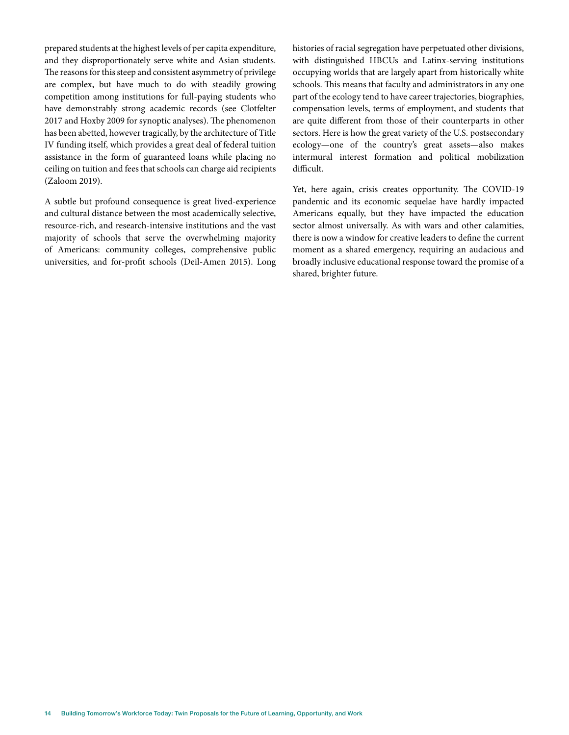prepared students at the highest levels of per capita expenditure, and they disproportionately serve white and Asian students. The reasons for this steep and consistent asymmetry of privilege are complex, but have much to do with steadily growing competition among institutions for full-paying students who have demonstrably strong academic records (see Clotfelter 2017 and Hoxby 2009 for synoptic analyses). The phenomenon has been abetted, however tragically, by the architecture of Title IV funding itself, which provides a great deal of federal tuition assistance in the form of guaranteed loans while placing no ceiling on tuition and fees that schools can charge aid recipients (Zaloom 2019).

A subtle but profound consequence is great lived-experience and cultural distance between the most academically selective, resource-rich, and research-intensive institutions and the vast majority of schools that serve the overwhelming majority of Americans: community colleges, comprehensive public universities, and for-profit schools (Deil-Amen 2015). Long histories of racial segregation have perpetuated other divisions, with distinguished HBCUs and Latinx-serving institutions occupying worlds that are largely apart from historically white schools. This means that faculty and administrators in any one part of the ecology tend to have career trajectories, biographies, compensation levels, terms of employment, and students that are quite different from those of their counterparts in other sectors. Here is how the great variety of the U.S. postsecondary ecology—one of the country's great assets—also makes intermural interest formation and political mobilization difficult.

Yet, here again, crisis creates opportunity. The COVID-19 pandemic and its economic sequelae have hardly impacted Americans equally, but they have impacted the education sector almost universally. As with wars and other calamities, there is now a window for creative leaders to define the current moment as a shared emergency, requiring an audacious and broadly inclusive educational response toward the promise of a shared, brighter future.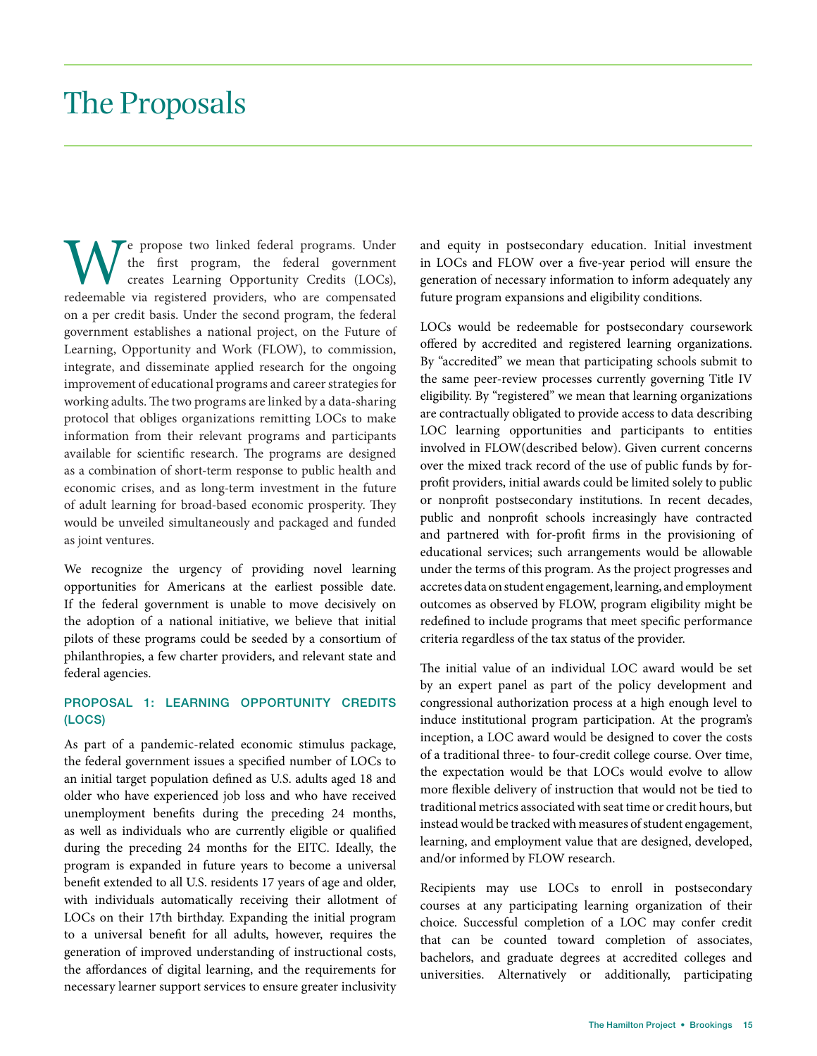# The Proposals

We propose two linked federal programs. Under the first program, the federal government creates Learning Opportunity Credits (LOCs), redeemable via registered providers, who are compensated on a per credit basis. Under the second program, the federal government establishes a national project, on the Future of Learning, Opportunity and Work (FLOW), to commission, integrate, and disseminate applied research for the ongoing improvement of educational programs and career strategies for working adults. The two programs are linked by a data-sharing protocol that obliges organizations remitting LOCs to make information from their relevant programs and participants available for scientific research. The programs are designed as a combination of short-term response to public health and economic crises, and as long-term investment in the future of adult learning for broad-based economic prosperity. They would be unveiled simultaneously and packaged and funded as joint ventures.

We recognize the urgency of providing novel learning opportunities for Americans at the earliest possible date. If the federal government is unable to move decisively on the adoption of a national initiative, we believe that initial pilots of these programs could be seeded by a consortium of philanthropies, a few charter providers, and relevant state and federal agencies.

### PROPOSAL 1: LEARNING OPPORTUNITY CREDITS (LOCS)

As part of a pandemic-related economic stimulus package, the federal government issues a specified number of LOCs to an initial target population defined as U.S. adults aged 18 and older who have experienced job loss and who have received unemployment benefits during the preceding 24 months, as well as individuals who are currently eligible or qualified during the preceding 24 months for the EITC. Ideally, the program is expanded in future years to become a universal benefit extended to all U.S. residents 17 years of age and older, with individuals automatically receiving their allotment of LOCs on their 17th birthday. Expanding the initial program to a universal benefit for all adults, however, requires the generation of improved understanding of instructional costs, the affordances of digital learning, and the requirements for necessary learner support services to ensure greater inclusivity and equity in postsecondary education. Initial investment in LOCs and FLOW over a five-year period will ensure the generation of necessary information to inform adequately any future program expansions and eligibility conditions.

LOCs would be redeemable for postsecondary coursework offered by accredited and registered learning organizations. By "accredited" we mean that participating schools submit to the same peer-review processes currently governing Title IV eligibility. By "registered" we mean that learning organizations are contractually obligated to provide access to data describing LOC learning opportunities and participants to entities involved in FLOW(described below). Given current concerns over the mixed track record of the use of public funds by for-profit providers, initial awards could be limited solely to public or nonprofit postsecondary institutions. In recent decades, public and nonprofit schools increasingly have contracted and partnered with for-profit firms in the provisioning of educational services; such arrangements would be allowable under the terms of this program. As the project progresses and accretes data on student engagement, learning, and employment outcomes as observed by FLOW, program eligibility might be redefined to include programs that meet specific performance criteria regardless of the tax status of the provider.

The initial value of an individual LOC award would be set by an expert panel as part of the policy development and congressional authorization process at a high enough level to induce institutional program participation. At the program's inception, a LOC award would be designed to cover the costs of a traditional three- to four-credit college course. Over time, the expectation would be that LOCs would evolve to allow more flexible delivery of instruction that would not be tied to traditional metrics associated with seat time or credit hours, but instead would be tracked with measures of student engagement, learning, and employment value that are designed, developed, and/or informed by FLOW research.

Recipients may use LOCs to enroll in postsecondary courses at any participating learning organization of their choice. Successful completion of a LOC may confer credit that can be counted toward completion of associates, bachelors, and graduate degrees at accredited colleges and universities. Alternatively or additionally, participating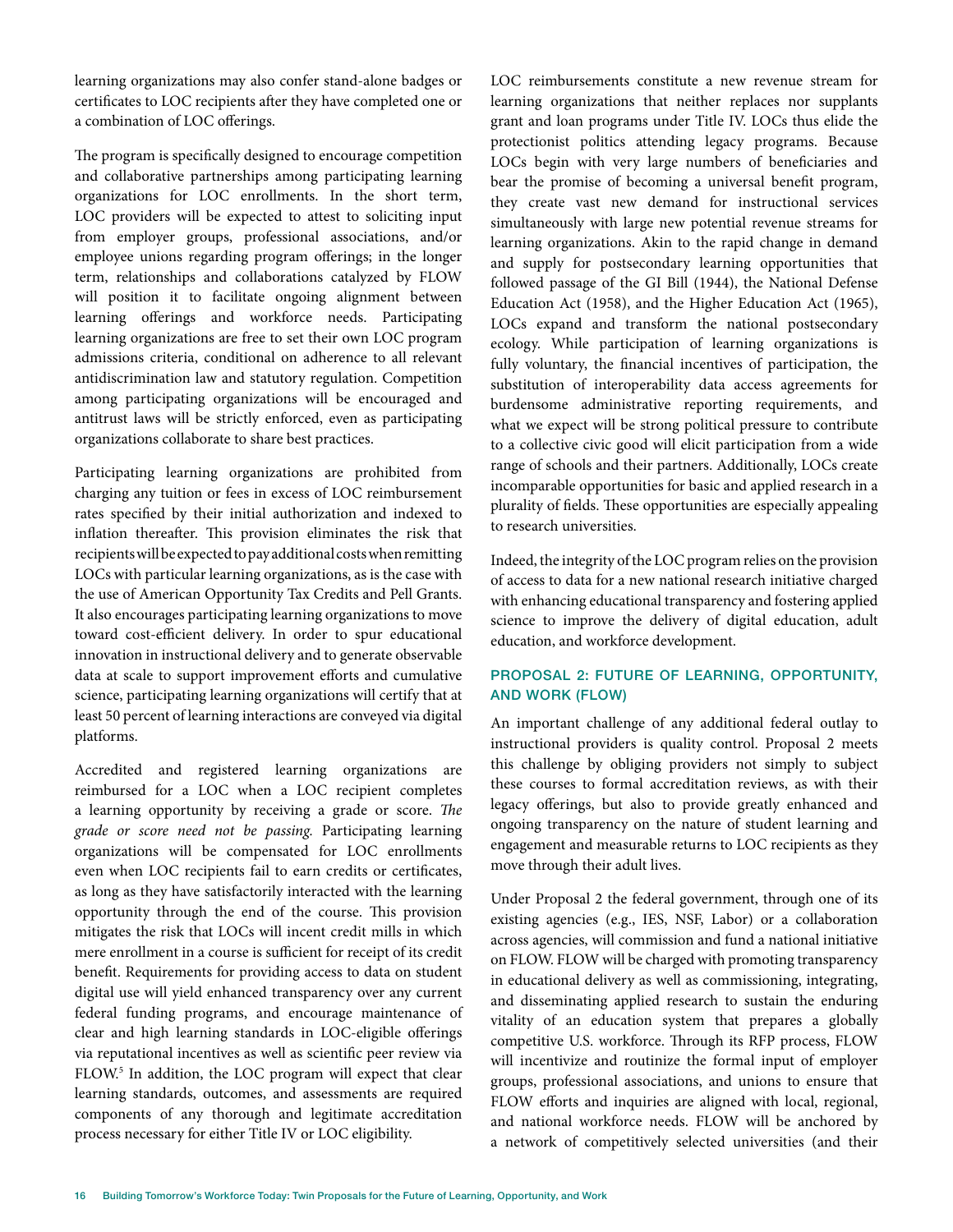learning organizations may also confer stand-alone badges or certificates to LOC recipients after they have completed one or a combination of LOC offerings.

The program is specifically designed to encourage competition and collaborative partnerships among participating learning organizations for LOC enrollments. In the short term, LOC providers will be expected to attest to soliciting input from employer groups, professional associations, and/or employee unions regarding program offerings; in the longer term, relationships and collaborations catalyzed by FLOW will position it to facilitate ongoing alignment between learning offerings and workforce needs. Participating learning organizations are free to set their own LOC program admissions criteria, conditional on adherence to all relevant antidiscrimination law and statutory regulation. Competition among participating organizations will be encouraged and antitrust laws will be strictly enforced, even as participating organizations collaborate to share best practices.

Participating learning organizations are prohibited from charging any tuition or fees in excess of LOC reimbursement rates specified by their initial authorization and indexed to inflation thereafter. This provision eliminates the risk that recipients will be expected to pay additional costs when remitting LOCs with particular learning organizations, as is the case with the use of American Opportunity Tax Credits and Pell Grants. It also encourages participating learning organizations to move toward cost-efficient delivery. In order to spur educational innovation in instructional delivery and to generate observable data at scale to support improvement efforts and cumulative science, participating learning organizations will certify that at least 50 percent of learning interactions are conveyed via digital platforms.

Accredited and registered learning organizations are reimbursed for a LOC when a LOC recipient completes a learning opportunity by receiving a grade or score. *The grade or score need not be passing.* Participating learning organizations will be compensated for LOC enrollments even when LOC recipients fail to earn credits or certificates, as long as they have satisfactorily interacted with the learning opportunity through the end of the course. This provision mitigates the risk that LOCs will incent credit mills in which mere enrollment in a course is sufficient for receipt of its credit benefit. Requirements for providing access to data on student digital use will yield enhanced transparency over any current federal funding programs, and encourage maintenance of clear and high learning standards in LOC-eligible offerings via reputational incentives as well as scientific peer review via FLOW.[5] In addition, the LOC program will expect that clear learning standards, outcomes, and assessments are required components of any thorough and legitimate accreditation process necessary for either Title IV or LOC eligibility.

LOC reimbursements constitute a new revenue stream for learning organizations that neither replaces nor supplants grant and loan programs under Title IV. LOCs thus elide the protectionist politics attending legacy programs. Because LOCs begin with very large numbers of beneficiaries and bear the promise of becoming a universal benefit program, they create vast new demand for instructional services simultaneously with large new potential revenue streams for learning organizations. Akin to the rapid change in demand and supply for postsecondary learning opportunities that followed passage of the GI Bill (1944), the National Defense Education Act (1958), and the Higher Education Act (1965), LOCs expand and transform the national postsecondary ecology. While participation of learning organizations is fully voluntary, the financial incentives of participation, the substitution of interoperability data access agreements for burdensome administrative reporting requirements, and what we expect will be strong political pressure to contribute to a collective civic good will elicit participation from a wide range of schools and their partners. Additionally, LOCs create incomparable opportunities for basic and applied research in a plurality of fields. These opportunities are especially appealing to research universities.

Indeed, the integrity of the LOC program relies on the provision of access to data for a new national research initiative charged with enhancing educational transparency and fostering applied science to improve the delivery of digital education, adult education, and workforce development.

## PROPOSAL 2: FUTURE OF LEARNING, OPPORTUNITY, AND WORK (FLOW)

An important challenge of any additional federal outlay to instructional providers is quality control. Proposal 2 meets this challenge by obliging providers not simply to subject these courses to formal accreditation reviews, as with their legacy offerings, but also to provide greatly enhanced and ongoing transparency on the nature of student learning and engagement and measurable returns to LOC recipients as they move through their adult lives.

Under Proposal 2 the federal government, through one of its existing agencies (e.g., IES, NSF, Labor) or a collaboration across agencies, will commission and fund a national initiative on FLOW. FLOW will be charged with promoting transparency in educational delivery as well as commissioning, integrating, and disseminating applied research to sustain the enduring vitality of an education system that prepares a globally competitive U.S. workforce. Through its RFP process, FLOW will incentivize and routinize the formal input of employer groups, professional associations, and unions to ensure that FLOW efforts and inquiries are aligned with local, regional, and national workforce needs. FLOW will be anchored by a network of competitively selected universities (and their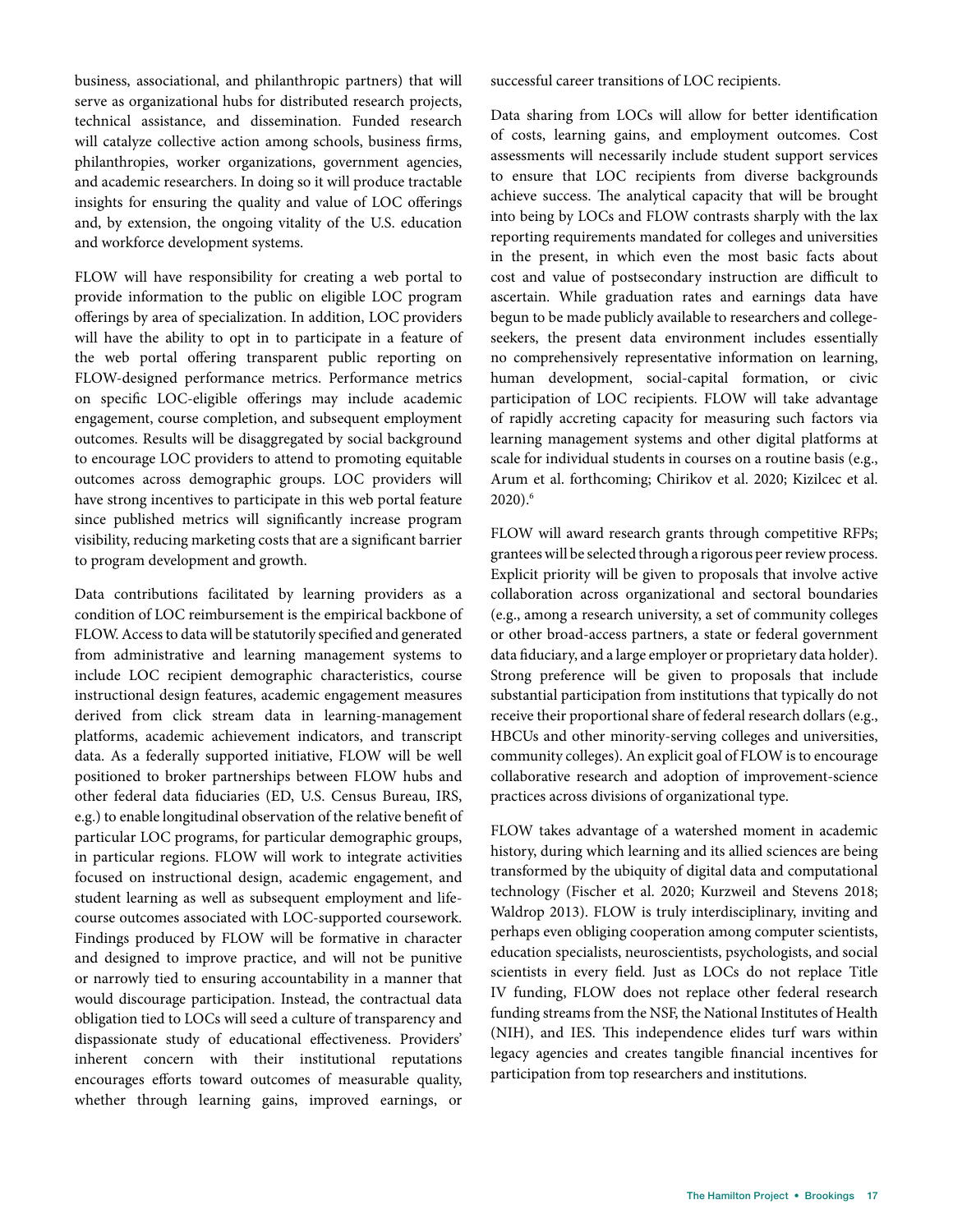business, associational, and philanthropic partners) that will serve as organizational hubs for distributed research projects, technical assistance, and dissemination. Funded research will catalyze collective action among schools, business firms, philanthropies, worker organizations, government agencies, and academic researchers. In doing so it will produce tractable insights for ensuring the quality and value of LOC offerings and, by extension, the ongoing vitality of the U.S. education and workforce development systems.

FLOW will have responsibility for creating a web portal to provide information to the public on eligible LOC program offerings by area of specialization. In addition, LOC providers will have the ability to opt in to participate in a feature of the web portal offering transparent public reporting on FLOW-designed performance metrics. Performance metrics on specific LOC-eligible offerings may include academic engagement, course completion, and subsequent employment outcomes. Results will be disaggregated by social background to encourage LOC providers to attend to promoting equitable outcomes across demographic groups. LOC providers will have strong incentives to participate in this web portal feature since published metrics will significantly increase program visibility, reducing marketing costs that are a significant barrier to program development and growth.

Data contributions facilitated by learning providers as a condition of LOC reimbursement is the empirical backbone of FLOW. Access to data will be statutorily specified and generated from administrative and learning management systems to include LOC recipient demographic characteristics, course instructional design features, academic engagement measures derived from click stream data in learning-management platforms, academic achievement indicators, and transcript data. As a federally supported initiative, FLOW will be well positioned to broker partnerships between FLOW hubs and other federal data fiduciaries (ED, U.S. Census Bureau, IRS, e.g.) to enable longitudinal observation of the relative benefit of particular LOC programs, for particular demographic groups, in particular regions. FLOW will work to integrate activities focused on instructional design, academic engagement, and student learning as well as subsequent employment and life-course outcomes associated with LOC-supported coursework. Findings produced by FLOW will be formative in character and designed to improve practice, and will not be punitive or narrowly tied to ensuring accountability in a manner that would discourage participation. Instead, the contractual data obligation tied to LOCs will seed a culture of transparency and dispassionate study of educational effectiveness. Providers' inherent concern with their institutional reputations encourages efforts toward outcomes of measurable quality, whether through learning gains, improved earnings, or successful career transitions of LOC recipients.

Data sharing from LOCs will allow for better identification of costs, learning gains, and employment outcomes. Cost assessments will necessarily include student support services to ensure that LOC recipients from diverse backgrounds achieve success. The analytical capacity that will be brought into being by LOCs and FLOW contrasts sharply with the lax reporting requirements mandated for colleges and universities in the present, in which even the most basic facts about cost and value of postsecondary instruction are difficult to ascertain. While graduation rates and earnings data have begun to be made publicly available to researchers and college-seekers, the present data environment includes essentially no comprehensively representative information on learning, human development, social-capital formation, or civic participation of LOC recipients. FLOW will take advantage of rapidly accreting capacity for measuring such factors via learning management systems and other digital platforms at scale for individual students in courses on a routine basis (e.g., Arum et al. forthcoming; Chirikov et al. 2020; Kizilcec et al. 2020).[6]

FLOW will award research grants through competitive RFPs; grantees will be selected through a rigorous peer review process. Explicit priority will be given to proposals that involve active collaboration across organizational and sectoral boundaries (e.g., among a research university, a set of community colleges or other broad-access partners, a state or federal government data fiduciary, and a large employer or proprietary data holder). Strong preference will be given to proposals that include substantial participation from institutions that typically do not receive their proportional share of federal research dollars (e.g., HBCUs and other minority-serving colleges and universities, community colleges). An explicit goal of FLOW is to encourage collaborative research and adoption of improvement-science practices across divisions of organizational type.

FLOW takes advantage of a watershed moment in academic history, during which learning and its allied sciences are being transformed by the ubiquity of digital data and computational technology (Fischer et al. 2020; Kurzweil and Stevens 2018; Waldrop 2013). FLOW is truly interdisciplinary, inviting and perhaps even obliging cooperation among computer scientists, education specialists, neuroscientists, psychologists, and social scientists in every field. Just as LOCs do not replace Title IV funding, FLOW does not replace other federal research funding streams from the NSF, the National Institutes of Health (NIH), and IES. This independence elides turf wars within legacy agencies and creates tangible financial incentives for participation from top researchers and institutions.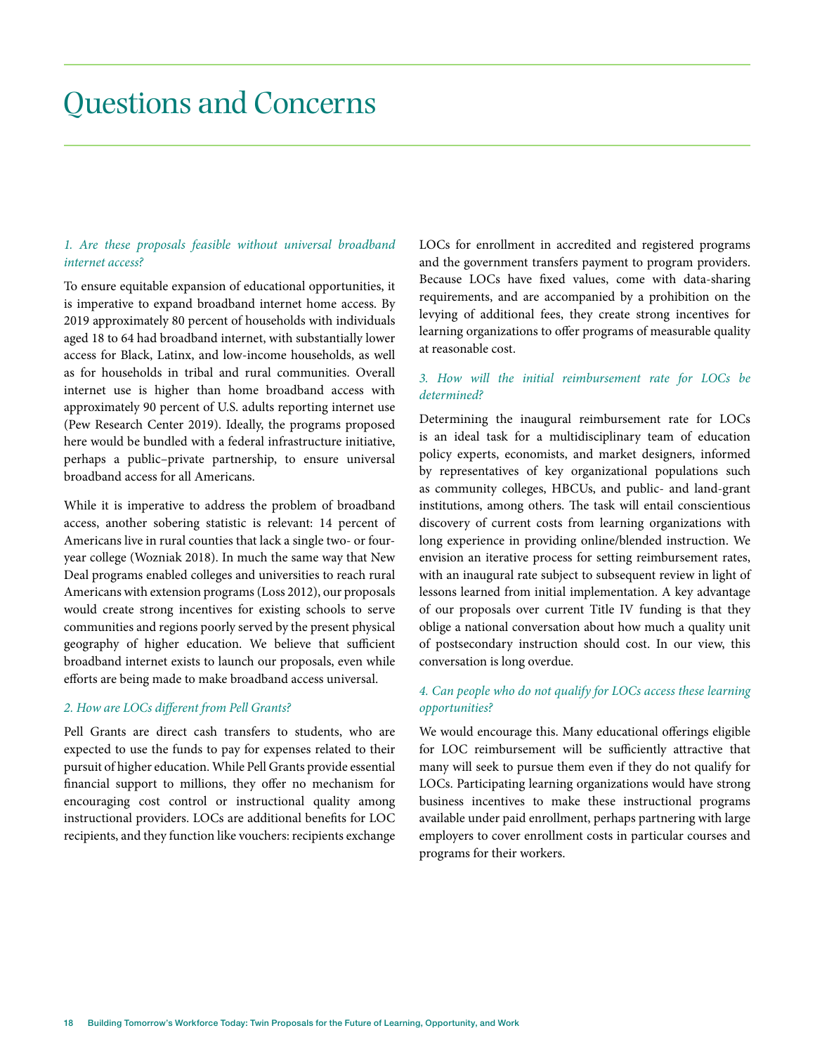# Questions and Concerns

*1. Are these proposals feasible without universal broadband internet access?*

To ensure equitable expansion of educational opportunities, it is imperative to expand broadband internet home access. By 2019 approximately 80 percent of households with individuals aged 18 to 64 had broadband internet, with substantially lower access for Black, Latinx, and low-income households, as well as for households in tribal and rural communities. Overall internet use is higher than home broadband access with approximately 90 percent of U.S. adults reporting internet use (Pew Research Center 2019). Ideally, the programs proposed here would be bundled with a federal infrastructure initiative, perhaps a public–private partnership, to ensure universal broadband access for all Americans.

While it is imperative to address the problem of broadband access, another sobering statistic is relevant: 14 percent of Americans live in rural counties that lack a single two- or four-year college (Wozniak 2018). In much the same way that New Deal programs enabled colleges and universities to reach rural Americans with extension programs (Loss 2012), our proposals would create strong incentives for existing schools to serve communities and regions poorly served by the present physical geography of higher education. We believe that sufficient broadband internet exists to launch our proposals, even while efforts are being made to make broadband access universal.

*2. How are LOCs different from Pell Grants?*

Pell Grants are direct cash transfers to students, who are expected to use the funds to pay for expenses related to their pursuit of higher education. While Pell Grants provide essential financial support to millions, they offer no mechanism for encouraging cost control or instructional quality among instructional providers. LOCs are additional benefits for LOC recipients, and they function like vouchers: recipients exchange LOCs for enrollment in accredited and registered programs and the government transfers payment to program providers. Because LOCs have fixed values, come with data-sharing requirements, and are accompanied by a prohibition on the levying of additional fees, they create strong incentives for learning organizations to offer programs of measurable quality at reasonable cost.

*3. How will the initial reimbursement rate for LOCs be determined?*

Determining the inaugural reimbursement rate for LOCs is an ideal task for a multidisciplinary team of education policy experts, economists, and market designers, informed by representatives of key organizational populations such as community colleges, HBCUs, and public- and land-grant institutions, among others. The task will entail conscientious discovery of current costs from learning organizations with long experience in providing online/blended instruction. We envision an iterative process for setting reimbursement rates, with an inaugural rate subject to subsequent review in light of lessons learned from initial implementation. A key advantage of our proposals over current Title IV funding is that they oblige a national conversation about how much a quality unit of postsecondary instruction should cost. In our view, this conversation is long overdue.

*4. Can people who do not qualify for LOCs access these learning opportunities?*

We would encourage this. Many educational offerings eligible for LOC reimbursement will be sufficiently attractive that many will seek to pursue them even if they do not qualify for LOCs. Participating learning organizations would have strong business incentives to make these instructional programs available under paid enrollment, perhaps partnering with large employers to cover enrollment costs in particular courses and programs for their workers.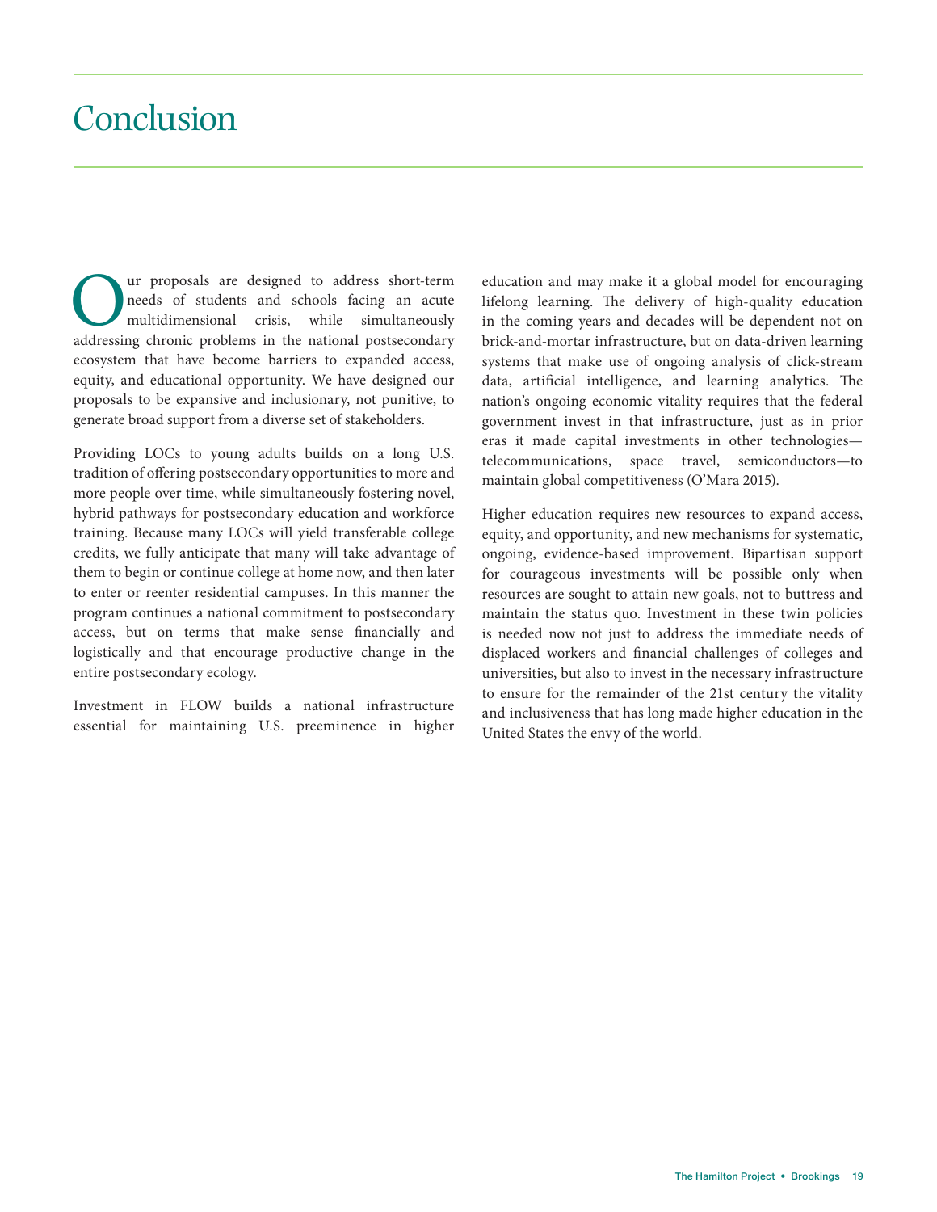# Conclusion

Our proposals are designed to address short-term needs of students and schools facing an acute multidimensional crisis, while simultaneously addressing chronic problems in the national postsecondary ecosystem that have become barriers to expanded access, equity, and educational opportunity. We have designed our proposals to be expansive and inclusionary, not punitive, to generate broad support from a diverse set of stakeholders.

Providing LOCs to young adults builds on a long U.S. tradition of offering postsecondary opportunities to more and more people over time, while simultaneously fostering novel, hybrid pathways for postsecondary education and workforce training. Because many LOCs will yield transferable college credits, we fully anticipate that many will take advantage of them to begin or continue college at home now, and then later to enter or reenter residential campuses. In this manner the program continues a national commitment to postsecondary access, but on terms that make sense financially and logistically and that encourage productive change in the entire postsecondary ecology.

Investment in FLOW builds a national infrastructure essential for maintaining U.S. preeminence in higher education and may make it a global model for encouraging lifelong learning. The delivery of high-quality education in the coming years and decades will be dependent not on brick-and-mortar infrastructure, but on data-driven learning systems that make use of ongoing analysis of click-stream data, artificial intelligence, and learning analytics. The nation's ongoing economic vitality requires that the federal government invest in that infrastructure, just as in prior eras it made capital investments in other technologies—telecommunications, space travel, semiconductors—to maintain global competitiveness (O'Mara 2015).

Higher education requires new resources to expand access, equity, and opportunity, and new mechanisms for systematic, ongoing, evidence-based improvement. Bipartisan support for courageous investments will be possible only when resources are sought to attain new goals, not to buttress and maintain the status quo. Investment in these twin policies is needed now not just to address the immediate needs of displaced workers and financial challenges of colleges and universities, but also to invest in the necessary infrastructure to ensure for the remainder of the 21st century the vitality and inclusiveness that has long made higher education in the United States the envy of the world.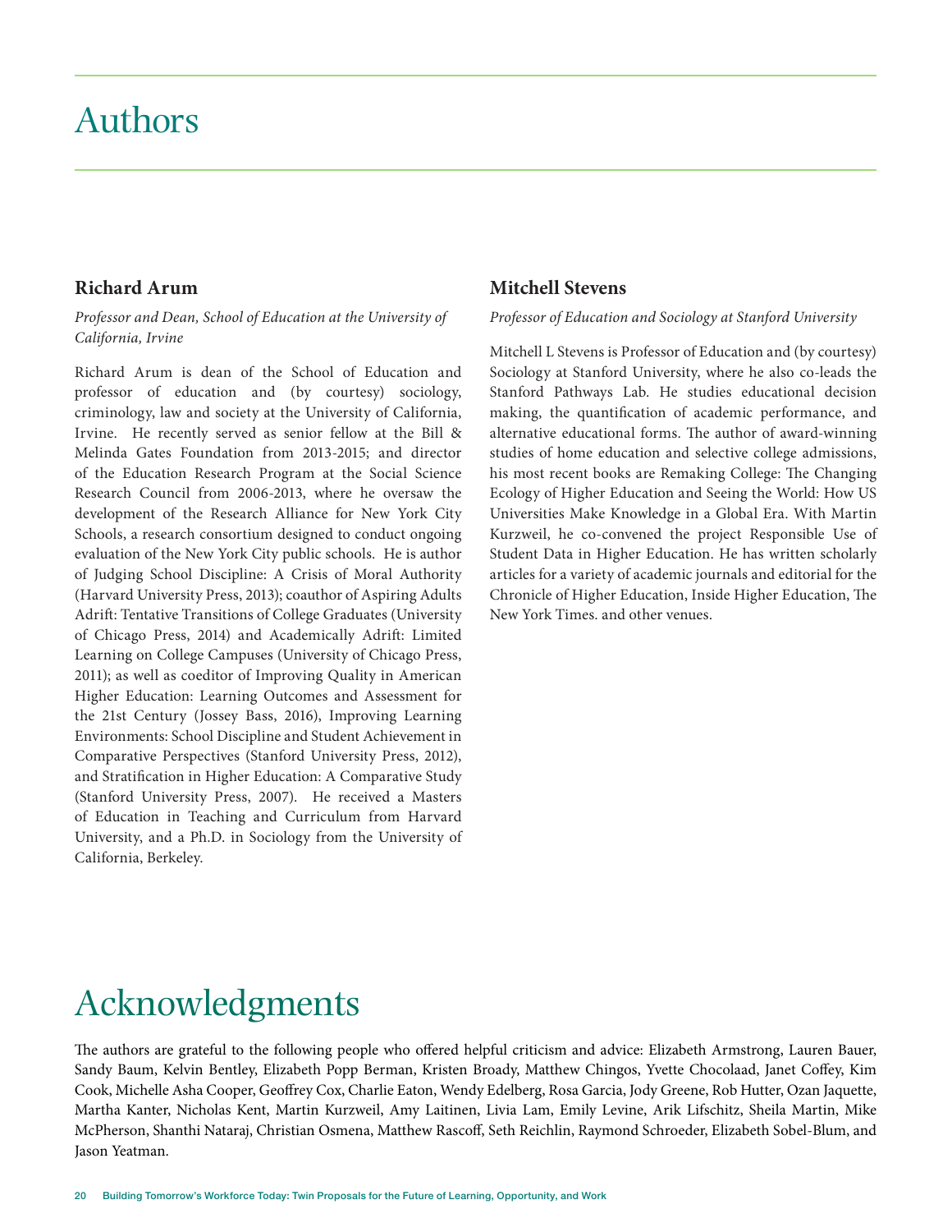# Authors

## Richard Arum

*Professor and Dean, School of Education at the University of California, Irvine*

Richard Arum is dean of the School of Education and professor of education and (by courtesy) sociology, criminology, law and society at the University of California, Irvine. He recently served as senior fellow at the Bill & Melinda Gates Foundation from 2013-2015; and director of the Education Research Program at the Social Science Research Council from 2006-2013, where he oversaw the development of the Research Alliance for New York City Schools, a research consortium designed to conduct ongoing evaluation of the New York City public schools. He is author of Judging School Discipline: A Crisis of Moral Authority (Harvard University Press, 2013); coauthor of Aspiring Adults Adrift: Tentative Transitions of College Graduates (University of Chicago Press, 2014) and Academically Adrift: Limited Learning on College Campuses (University of Chicago Press, 2011); as well as coeditor of Improving Quality in American Higher Education: Learning Outcomes and Assessment for the 21st Century (Jossey Bass, 2016), Improving Learning Environments: School Discipline and Student Achievement in Comparative Perspectives (Stanford University Press, 2012), and Stratification in Higher Education: A Comparative Study (Stanford University Press, 2007). He received a Masters of Education in Teaching and Curriculum from Harvard University, and a Ph.D. in Sociology from the University of California, Berkeley.

## Mitchell Stevens

*Professor of Education and Sociology at Stanford University*

Mitchell L Stevens is Professor of Education and (by courtesy) Sociology at Stanford University, where he also co-leads the Stanford Pathways Lab. He studies educational decision making, the quantification of academic performance, and alternative educational forms. The author of award-winning studies of home education and selective college admissions, his most recent books are Remaking College: The Changing Ecology of Higher Education and Seeing the World: How US Universities Make Knowledge in a Global Era. With Martin Kurzweil, he co-convened the project Responsible Use of Student Data in Higher Education. He has written scholarly articles for a variety of academic journals and editorial for the Chronicle of Higher Education, Inside Higher Education, The New York Times. and other venues.

# Acknowledgments

The authors are grateful to the following people who offered helpful criticism and advice: Elizabeth Armstrong, Lauren Bauer, Sandy Baum, Kelvin Bentley, Elizabeth Popp Berman, Kristen Broady, Matthew Chingos, Yvette Chocolaad, Janet Coffey, Kim Cook, Michelle Asha Cooper, Geoffrey Cox, Charlie Eaton, Wendy Edelberg, Rosa Garcia, Jody Greene, Rob Hutter, Ozan Jaquette, Martha Kanter, Nicholas Kent, Martin Kurzweil, Amy Laitinen, Livia Lam, Emily Levine, Arik Lifschitz, Sheila Martin, Mike McPherson, Shanthi Nataraj, Christian Osmena, Matthew Rascoff, Seth Reichlin, Raymond Schroeder, Elizabeth Sobel-Blum, and Jason Yeatman.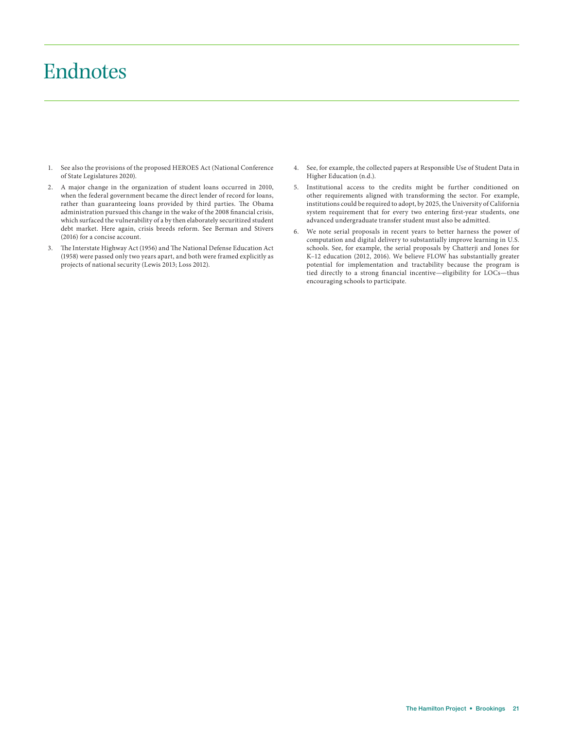# Endnotes

1. See also the provisions of the proposed HEROES Act (National Conference of State Legislatures 2020).
2. A major change in the organization of student loans occurred in 2010, when the federal government became the direct lender of record for loans, rather than guaranteeing loans provided by third parties. The Obama administration pursued this change in the wake of the 2008 financial crisis, which surfaced the vulnerability of a by then elaborately securitized student debt market. Here again, crisis breeds reform. See Berman and Stivers (2016) for a concise account.
3. The Interstate Highway Act (1956) and The National Defense Education Act (1958) were passed only two years apart, and both were framed explicitly as projects of national security (Lewis 2013; Loss 2012).
4. See, for example, the collected papers at Responsible Use of Student Data in Higher Education (n.d.).
5. Institutional access to the credits might be further conditioned on other requirements aligned with transforming the sector. For example, institutions could be required to adopt, by 2025, the University of California system requirement that for every two entering first-year students, one advanced undergraduate transfer student must also be admitted.
6. We note serial proposals in recent years to better harness the power of computation and digital delivery to substantially improve learning in U.S. schools. See, for example, the serial proposals by Chatterji and Jones for K–12 education (2012, 2016). We believe FLOW has substantially greater potential for implementation and tractability because the program is tied directly to a strong financial incentive—eligibility for LOCs—thus encouraging schools to participate.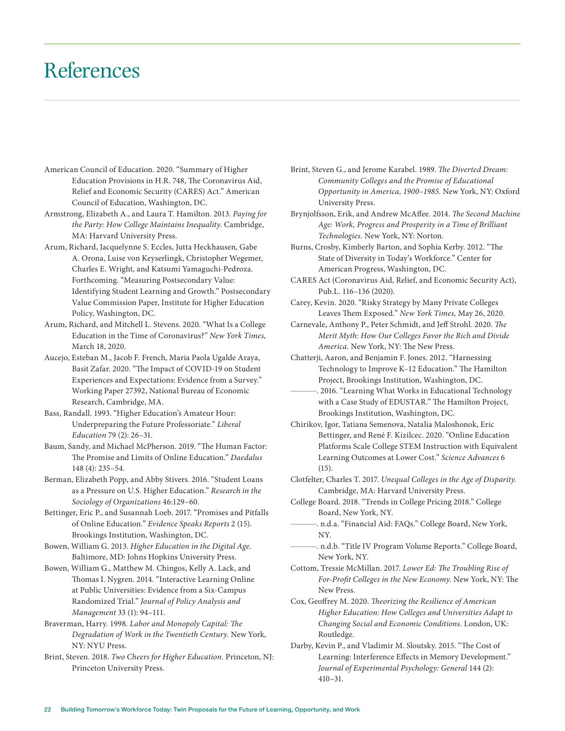# References

American Council of Education. 2020. "Summary of Higher Education Provisions in H.R. 748, The Coronavirus Aid, Relief and Economic Security (CARES) Act." American Council of Education, Washington, DC.

Armstrong, Elizabeth A., and Laura T. Hamilton. 2013. *Paying for the Party: How College Maintains Inequality.* Cambridge, MA: Harvard University Press.

Arum, Richard, Jacquelynne S. Eccles, Jutta Heckhausen, Gabe A. Orona, Luise von Keyserlingk, Christopher Wegemer, Charles E. Wright, and Katsumi Yamaguchi-Pedroza. Forthcoming. "Measuring Postsecondary Value: Identifying Student Learning and Growth." Postsecondary Value Commission Paper, Institute for Higher Education Policy, Washington, DC.

Arum, Richard, and Mitchell L. Stevens. 2020. "What Is a College Education in the Time of Coronavirus?" *New York Times,* March 18, 2020.

Aucejo, Esteban M., Jacob F. French, Maria Paola Ugalde Araya, Basit Zafar. 2020. "The Impact of COVID-19 on Student Experiences and Expectations: Evidence from a Survey." Working Paper 27392, National Bureau of Economic Research, Cambridge, MA.

Bass, Randall. 1993. "Higher Education's Amateur Hour: Underpreparing the Future Professoriate." *Liberal Education* 79 (2): 26–31.

Baum, Sandy, and Michael McPherson. 2019. "The Human Factor: The Promise and Limits of Online Education." *Daedalus* 148 (4): 235–54.

Berman, Elizabeth Popp, and Abby Stivers. 2016. "Student Loans as a Pressure on U.S. Higher Education." *Research in the Sociology of Organizations* 46:129–60.

Bettinger, Eric P., and Susannah Loeb. 2017. "Promises and Pitfalls of Online Education." *Evidence Speaks Reports* 2 (15). Brookings Institution, Washington, DC.

Bowen, William G. 2013. *Higher Education in the Digital Age.* Baltimore, MD: Johns Hopkins University Press.

Bowen, William G., Matthew M. Chingos, Kelly A. Lack, and Thomas I. Nygren. 2014. "Interactive Learning Online at Public Universities: Evidence from a Six-Campus Randomized Trial." *Journal of Policy Analysis and Management* 33 (1): 94–111.

Braverman, Harry. 1998. *Labor and Monopoly Capital: The Degradation of Work in the Twentieth Century.* New York, NY: NYU Press.

Brint, Steven. 2018. *Two Cheers for Higher Education.* Princeton, NJ: Princeton University Press.

Brint, Steven G., and Jerome Karabel. 1989. *The Diverted Dream: Community Colleges and the Promise of Educational Opportunity in America, 1900–1985.* New York, NY: Oxford University Press.

Brynjolfsson, Erik, and Andrew McAffee. 2014. *The Second Machine Age: Work, Progress and Prosperity in a Time of Brilliant Technologies.* New York, NY: Norton.

Burns, Crosby, Kimberly Barton, and Sophia Kerby. 2012. "The State of Diversity in Today's Workforce." Center for American Progress, Washington, DC.

CARES Act (Coronavirus Aid, Relief, and Economic Security Act), Pub.L. 116–136 (2020).

Carey, Kevin. 2020. "Risky Strategy by Many Private Colleges Leaves Them Exposed." *New York Times,* May 26, 2020.

Carnevale, Anthony P., Peter Schmidt, and Jeff Strohl. 2020. *The Merit Myth: How Our Colleges Favor the Rich and Divide America.* New York, NY: The New Press.

Chatterji, Aaron, and Benjamin F. Jones. 2012. "Harnessing Technology to Improve K–12 Education." The Hamilton Project, Brookings Institution, Washington, DC.

———. 2016. "Learning What Works in Educational Technology with a Case Study of EDUSTAR." The Hamilton Project, Brookings Institution, Washington, DC.

Chirikov, Igor, Tatiana Semenova, Natalia Maloshonok, Eric Bettinger, and René F. Kizilcec. 2020. "Online Education Platforms Scale College STEM Instruction with Equivalent Learning Outcomes at Lower Cost." *Science Advances* 6 (15).

Clotfelter, Charles T. 2017. *Unequal Colleges in the Age of Disparity.* Cambridge, MA: Harvard University Press.

College Board. 2018. "Trends in College Pricing 2018." College Board, New York, NY.

———. n.d.a. "Financial Aid: FAQs." College Board, New York, NY.

———. n.d.b. "Title IV Program Volume Reports." College Board, New York, NY.

Cottom, Tressie McMillan. 2017. *Lower Ed: The Troubling Rise of For-Profit Colleges in the New Economy.* New York, NY: The New Press.

Cox, Geoffrey M. 2020. *Theorizing the Resilience of American Higher Education: How Colleges and Universities Adapt to Changing Social and Economic Conditions.* London, UK: Routledge.

Darby, Kevin P., and Vladimir M. Sloutsky. 2015. "The Cost of Learning: Interference Effects in Memory Development." *Journal of Experimental Psychology: General* 144 (2): 410–31.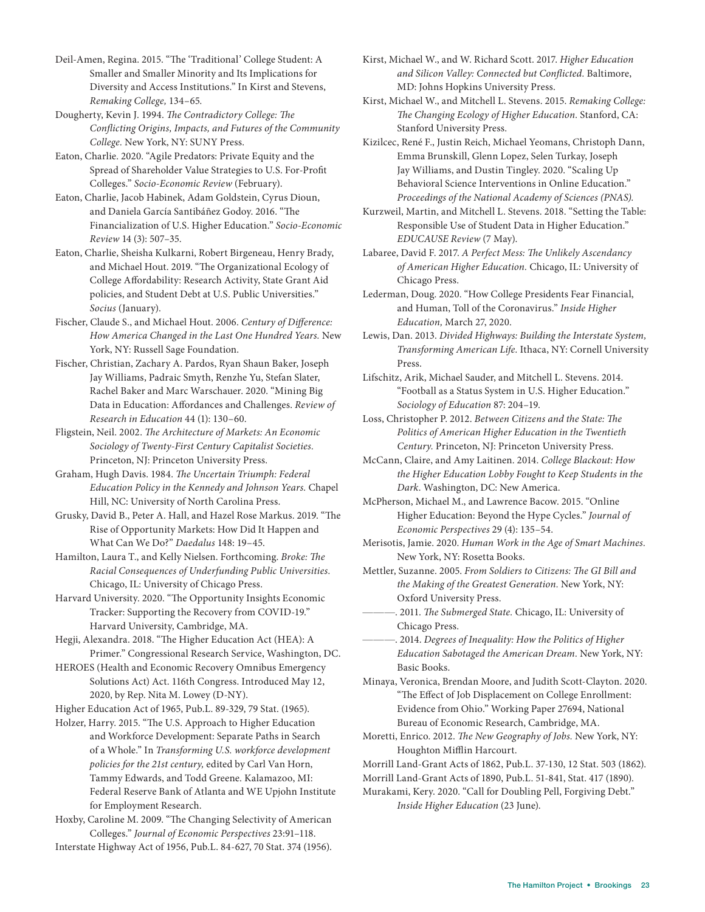Deil-Amen, Regina. 2015. "The 'Traditional' College Student: A Smaller and Smaller Minority and Its Implications for Diversity and Access Institutions." In Kirst and Stevens, *Remaking College,* 134–65.

Dougherty, Kevin J. 1994. *The Contradictory College: The Conflicting Origins, Impacts, and Futures of the Community College.* New York, NY: SUNY Press.

Eaton, Charlie. 2020. "Agile Predators: Private Equity and the Spread of Shareholder Value Strategies to U.S. For-Profit Colleges." *Socio-Economic Review* (February).

Eaton, Charlie, Jacob Habinek, Adam Goldstein, Cyrus Dioun, and Daniela García Santibáñez Godoy. 2016. "The Financialization of U.S. Higher Education." *Socio-Economic Review* 14 (3): 507–35.

Eaton, Charlie, Sheisha Kulkarni, Robert Birgeneau, Henry Brady, and Michael Hout. 2019. "The Organizational Ecology of College Affordability: Research Activity, State Grant Aid policies, and Student Debt at U.S. Public Universities." *Socius* (January).

Fischer, Claude S., and Michael Hout. 2006. *Century of Difference: How America Changed in the Last One Hundred Years.* New York, NY: Russell Sage Foundation.

Fischer, Christian, Zachary A. Pardos, Ryan Shaun Baker, Joseph Jay Williams, Padraic Smyth, Renzhe Yu, Stefan Slater, Rachel Baker and Marc Warschauer. 2020. "Mining Big Data in Education: Affordances and Challenges. *Review of Research in Education* 44 (1): 130–60.

Fligstein, Neil. 2002. *The Architecture of Markets: An Economic Sociology of Twenty-First Century Capitalist Societies.* Princeton, NJ: Princeton University Press.

Graham, Hugh Davis. 1984. *The Uncertain Triumph: Federal Education Policy in the Kennedy and Johnson Years.* Chapel Hill, NC: University of North Carolina Press.

Grusky, David B., Peter A. Hall, and Hazel Rose Markus. 2019. "The Rise of Opportunity Markets: How Did It Happen and What Can We Do?" *Daedalus* 148: 19–45.

Hamilton, Laura T., and Kelly Nielsen. Forthcoming. *Broke: The Racial Consequences of Underfunding Public Universities.* Chicago, IL: University of Chicago Press.

Harvard University. 2020. "The Opportunity Insights Economic Tracker: Supporting the Recovery from COVID-19." Harvard University, Cambridge, MA.

Hegji, Alexandra. 2018. "The Higher Education Act (HEA): A Primer." Congressional Research Service, Washington, DC.

HEROES (Health and Economic Recovery Omnibus Emergency Solutions Act) Act. 116th Congress. Introduced May 12, 2020, by Rep. Nita M. Lowey (D-NY).

Higher Education Act of 1965, Pub.L. 89-329, 79 Stat. (1965).

Holzer, Harry. 2015. "The U.S. Approach to Higher Education and Workforce Development: Separate Paths in Search of a Whole." In *Transforming U.S. workforce development policies for the 21st century,* edited by Carl Van Horn, Tammy Edwards, and Todd Greene. Kalamazoo, MI: Federal Reserve Bank of Atlanta and WE Upjohn Institute for Employment Research.

Hoxby, Caroline M. 2009. "The Changing Selectivity of American Colleges." *Journal of Economic Perspectives* 23:91–118.

Interstate Highway Act of 1956, Pub.L. 84-627, 70 Stat. 374 (1956).

Kirst, Michael W., and W. Richard Scott. 2017. *Higher Education and Silicon Valley: Connected but Conflicted.* Baltimore, MD: Johns Hopkins University Press.

Kirst, Michael W., and Mitchell L. Stevens. 2015. *Remaking College: The Changing Ecology of Higher Education.* Stanford, CA: Stanford University Press.

Kizilcec, René F., Justin Reich, Michael Yeomans, Christoph Dann, Emma Brunskill, Glenn Lopez, Selen Turkay, Joseph Jay Williams, and Dustin Tingley. 2020. "Scaling Up Behavioral Science Interventions in Online Education." *Proceedings of the National Academy of Sciences (PNAS).*

Kurzweil, Martin, and Mitchell L. Stevens. 2018. "Setting the Table: Responsible Use of Student Data in Higher Education." *EDUCAUSE Review* (7 May).

Labaree, David F. 2017. *A Perfect Mess: The Unlikely Ascendancy of American Higher Education.* Chicago, IL: University of Chicago Press.

Lederman, Doug. 2020. "How College Presidents Fear Financial, and Human, Toll of the Coronavirus." *Inside Higher Education,* March 27, 2020.

Lewis, Dan. 2013. *Divided Highways: Building the Interstate System, Transforming American Life.* Ithaca, NY: Cornell University Press.

Lifschitz, Arik, Michael Sauder, and Mitchell L. Stevens. 2014. "Football as a Status System in U.S. Higher Education." *Sociology of Education* 87: 204–19.

Loss, Christopher P. 2012. *Between Citizens and the State: The Politics of American Higher Education in the Twentieth Century.* Princeton, NJ: Princeton University Press.

McCann, Claire, and Amy Laitinen. 2014. *College Blackout: How the Higher Education Lobby Fought to Keep Students in the Dark.* Washington, DC: New America.

McPherson, Michael M., and Lawrence Bacow. 2015. "Online Higher Education: Beyond the Hype Cycles." *Journal of Economic Perspectives* 29 (4): 135–54.

Merisotis, Jamie. 2020. *Human Work in the Age of Smart Machines.* New York, NY: Rosetta Books.

Mettler, Suzanne. 2005. *From Soldiers to Citizens: The GI Bill and the Making of the Greatest Generation.* New York, NY: Oxford University Press.

———. 2011. *The Submerged State.* Chicago, IL: University of Chicago Press.

———. 2014. *Degrees of Inequality: How the Politics of Higher Education Sabotaged the American Dream.* New York, NY: Basic Books.

Minaya, Veronica, Brendan Moore, and Judith Scott-Clayton. 2020. "The Effect of Job Displacement on College Enrollment: Evidence from Ohio." Working Paper 27694, National Bureau of Economic Research, Cambridge, MA.

Moretti, Enrico. 2012. *The New Geography of Jobs.* New York, NY: Houghton Mifflin Harcourt.

Morrill Land-Grant Acts of 1862, Pub.L. 37-130, 12 Stat. 503 (1862).

Morrill Land-Grant Acts of 1890, Pub.L. 51-841, Stat. 417 (1890).

Murakami, Kery. 2020. "Call for Doubling Pell, Forgiving Debt." *Inside Higher Education* (23 June).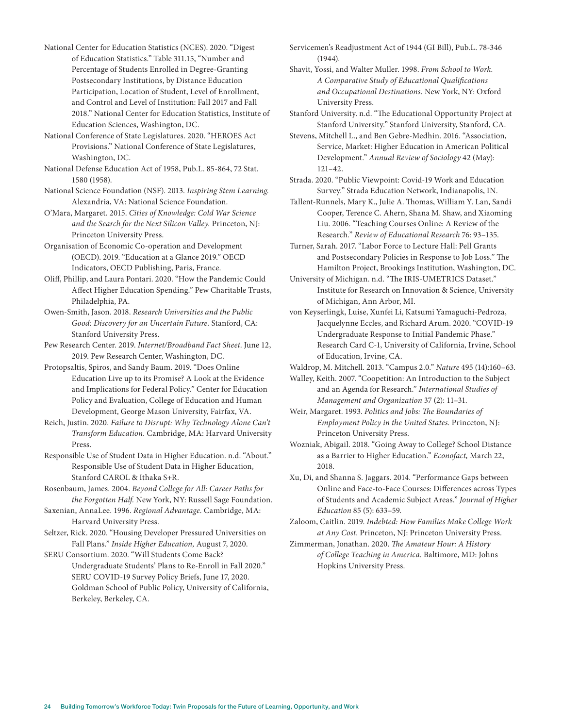National Center for Education Statistics (NCES). 2020. "Digest of Education Statistics." Table 311.15, "Number and Percentage of Students Enrolled in Degree-Granting Postsecondary Institutions, by Distance Education Participation, Location of Student, Level of Enrollment, and Control and Level of Institution: Fall 2017 and Fall 2018." National Center for Education Statistics, Institute of Education Sciences, Washington, DC.

National Conference of State Legislatures. 2020. "HEROES Act Provisions." National Conference of State Legislatures, Washington, DC.

National Defense Education Act of 1958, Pub.L. 85-864, 72 Stat. 1580 (1958).

National Science Foundation (NSF). 2013. *Inspiring Stem Learning.* Alexandria, VA: National Science Foundation.

O'Mara, Margaret. 2015. *Cities of Knowledge: Cold War Science and the Search for the Next Silicon Valley.* Princeton, NJ: Princeton University Press.

Organisation of Economic Co-operation and Development (OECD). 2019. "Education at a Glance 2019." OECD Indicators, OECD Publishing, Paris, France.

Oliff, Phillip, and Laura Pontari. 2020. "How the Pandemic Could Affect Higher Education Spending." Pew Charitable Trusts, Philadelphia, PA.

Owen-Smith, Jason. 2018. *Research Universities and the Public Good: Discovery for an Uncertain Future.* Stanford, CA: Stanford University Press.

Pew Research Center. 2019. *Internet/Broadband Fact Sheet.* June 12, 2019. Pew Research Center, Washington, DC.

Protopsaltis, Spiros, and Sandy Baum. 2019. "Does Online Education Live up to its Promise? A Look at the Evidence and Implications for Federal Policy." Center for Education Policy and Evaluation, College of Education and Human Development, George Mason University, Fairfax, VA.

Reich, Justin. 2020. *Failure to Disrupt: Why Technology Alone Can't Transform Education.* Cambridge, MA: Harvard University Press.

Responsible Use of Student Data in Higher Education. n.d. "About." Responsible Use of Student Data in Higher Education, Stanford CAROL & Ithaka S+R.

Rosenbaum, James. 2004. *Beyond College for All: Career Paths for the Forgotten Half.* New York, NY: Russell Sage Foundation.

Saxenian, AnnaLee. 1996. *Regional Advantage.* Cambridge, MA: Harvard University Press.

Seltzer, Rick. 2020. "Housing Developer Pressured Universities on Fall Plans." *Inside Higher Education,* August 7, 2020.

SERU Consortium. 2020. "Will Students Come Back? Undergraduate Students' Plans to Re-Enroll in Fall 2020." SERU COVID-19 Survey Policy Briefs, June 17, 2020. Goldman School of Public Policy, University of California, Berkeley, Berkeley, CA.

Servicemen's Readjustment Act of 1944 (GI Bill), Pub.L. 78-346 (1944).

Shavit, Yossi, and Walter Muller. 1998. *From School to Work. A Comparative Study of Educational Qualifications and Occupational Destinations.* New York, NY: Oxford University Press.

Stanford University. n.d. "The Educational Opportunity Project at Stanford University." Stanford University, Stanford, CA.

Stevens, Mitchell L., and Ben Gebre-Medhin. 2016. "Association, Service, Market: Higher Education in American Political Development." *Annual Review of Sociology* 42 (May): 121–42.

Strada. 2020. "Public Viewpoint: Covid-19 Work and Education Survey." Strada Education Network, Indianapolis, IN.

Tallent-Runnels, Mary K., Julie A. Thomas, William Y. Lan, Sandi Cooper, Terence C. Ahern, Shana M. Shaw, and Xiaoming Liu. 2006. "Teaching Courses Online: A Review of the Research." *Review of Educational Research* 76: 93–135.

Turner, Sarah. 2017. "Labor Force to Lecture Hall: Pell Grants and Postsecondary Policies in Response to Job Loss." The Hamilton Project, Brookings Institution, Washington, DC.

University of Michigan. n.d. "The IRIS-UMETRICS Dataset." Institute for Research on Innovation & Science, University of Michigan, Ann Arbor, MI.

von Keyserlingk, Luise, Xunfei Li, Katsumi Yamaguchi-Pedroza, Jacquelynne Eccles, and Richard Arum. 2020. "COVID-19 Undergraduate Response to Initial Pandemic Phase." Research Card C-1, University of California, Irvine, School of Education, Irvine, CA.

Waldrop, M. Mitchell. 2013. "Campus 2.0." *Nature* 495 (14):160–63.

Walley, Keith. 2007. "Coopetition: An Introduction to the Subject and an Agenda for Research." *International Studies of Management and Organization* 37 (2): 11–31.

Weir, Margaret. 1993. *Politics and Jobs: The Boundaries of Employment Policy in the United States.* Princeton, NJ: Princeton University Press.

Wozniak, Abigail. 2018. "Going Away to College? School Distance as a Barrier to Higher Education." *Econofact,* March 22, 2018.

Xu, Di, and Shanna S. Jaggars. 2014. "Performance Gaps between Online and Face-to-Face Courses: Differences across Types of Students and Academic Subject Areas." *Journal of Higher Education* 85 (5): 633–59.

Zaloom, Caitlin. 2019. *Indebted: How Families Make College Work at Any Cost.* Princeton, NJ: Princeton University Press.

Zimmerman, Jonathan. 2020. *The Amateur Hour: A History of College Teaching in America.* Baltimore, MD: Johns Hopkins University Press.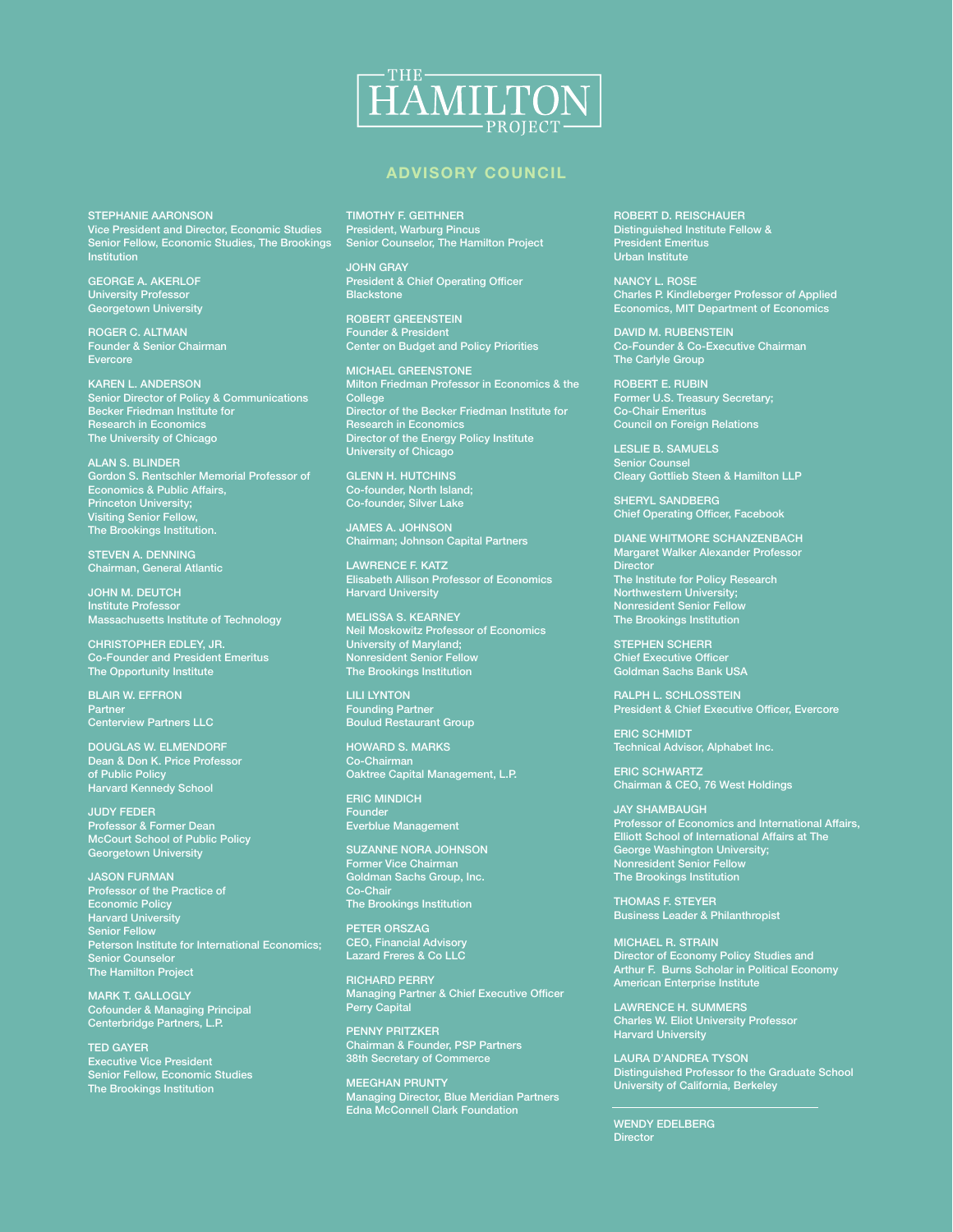# THE HAMILTON PROJECT

## ADVISORY COUNCIL

STEPHANIE AARONSON
Vice President and Director, Economic Studies
Senior Fellow, Economic Studies, The Brookings Institution

GEORGE A. AKERLOF
University Professor
Georgetown University

ROGER C. ALTMAN
Founder & Senior Chairman
Evercore

KAREN L. ANDERSON
Senior Director of Policy & Communications
Becker Friedman Institute for
Research in Economics
The University of Chicago

ALAN S. BLINDER
Gordon S. Rentschler Memorial Professor of
Economics & Public Affairs,
Princeton University;
Visiting Senior Fellow,
The Brookings Institution.

STEVEN A. DENNING
Chairman, General Atlantic

JOHN M. DEUTCH
Institute Professor
Massachusetts Institute of Technology

CHRISTOPHER EDLEY, JR.
Co-Founder and President Emeritus
The Opportunity Institute

BLAIR W. EFFRON
Partner
Centerview Partners LLC

DOUGLAS W. ELMENDORF
Dean & Don K. Price Professor
of Public Policy
Harvard Kennedy School

JUDY FEDER
Professor & Former Dean
McCourt School of Public Policy
Georgetown University

JASON FURMAN
Professor of the Practice of
Economic Policy
Harvard University
Senior Fellow
Peterson Institute for International Economics;
Senior Counselor
The Hamilton Project

MARK T. GALLOGLY
Cofounder & Managing Principal
Centerbridge Partners, L.P.

TED GAYER
Executive Vice President
Senior Fellow, Economic Studies
The Brookings Institution

TIMOTHY F. GEITHNER
President, Warburg Pincus
Senior Counselor, The Hamilton Project

JOHN GRAY
President & Chief Operating Officer
Blackstone

ROBERT GREENSTEIN
Founder & President
Center on Budget and Policy Priorities

MICHAEL GREENSTONE
Milton Friedman Professor in Economics & the College
Director of the Becker Friedman Institute for
Research in Economics
Director of the Energy Policy Institute
University of Chicago

GLENN H. HUTCHINS
Co-founder, North Island;
Co-founder, Silver Lake

JAMES A. JOHNSON
Chairman; Johnson Capital Partners

LAWRENCE F. KATZ
Elisabeth Allison Professor of Economics
Harvard University

MELISSA S. KEARNEY
Neil Moskowitz Professor of Economics
University of Maryland;
Nonresident Senior Fellow
The Brookings Institution

LILI LYNTON
Founding Partner
Boulud Restaurant Group

HOWARD S. MARKS
Co-Chairman
Oaktree Capital Management, L.P.

ERIC MINDICH
Founder
Everblue Management

SUZANNE NORA JOHNSON
Former Vice Chairman
Goldman Sachs Group, Inc.
Co-Chair
The Brookings Institution

PETER ORSZAG
CEO, Financial Advisory
Lazard Freres & Co LLC

RICHARD PERRY
Managing Partner & Chief Executive Officer
Perry Capital

PENNY PRITZKER
Chairman & Founder, PSP Partners
38th Secretary of Commerce

MEEGHAN PRUNTY
Managing Director, Blue Meridian Partners
Edna McConnell Clark Foundation

ROBERT D. REISCHAUER
Distinguished Institute Fellow &
President Emeritus
Urban Institute

NANCY L. ROSE
Charles P. Kindleberger Professor of Applied
Economics, MIT Department of Economics

DAVID M. RUBENSTEIN
Co-Founder & Co-Executive Chairman
The Carlyle Group

ROBERT E. RUBIN
Former U.S. Treasury Secretary;
Co-Chair Emeritus
Council on Foreign Relations

LESLIE B. SAMUELS
Senior Counsel
Cleary Gottlieb Steen & Hamilton LLP

SHERYL SANDBERG
Chief Operating Officer, Facebook

DIANE WHITMORE SCHANZENBACH
Margaret Walker Alexander Professor
Director
The Institute for Policy Research
Northwestern University;
Nonresident Senior Fellow
The Brookings Institution

STEPHEN SCHERR
Chief Executive Officer
Goldman Sachs Bank USA

RALPH L. SCHLOSSTEIN
President & Chief Executive Officer, Evercore

ERIC SCHMIDT
Technical Advisor, Alphabet Inc.

ERIC SCHWARTZ
Chairman & CEO, 76 West Holdings

JAY SHAMBAUGH
Professor of Economics and International Affairs,
Elliott School of International Affairs at The
George Washington University;
Nonresident Senior Fellow
The Brookings Institution

THOMAS F. STEYER
Business Leader & Philanthropist

MICHAEL R. STRAIN
Director of Economy Policy Studies and
Arthur F. Burns Scholar in Political Economy
American Enterprise Institute

LAWRENCE H. SUMMERS
Charles W. Eliot University Professor
Harvard University

LAURA D'ANDREA TYSON
Distinguished Professor fo the Graduate School
University of California, Berkeley

---

WENDY EDELBERG
Director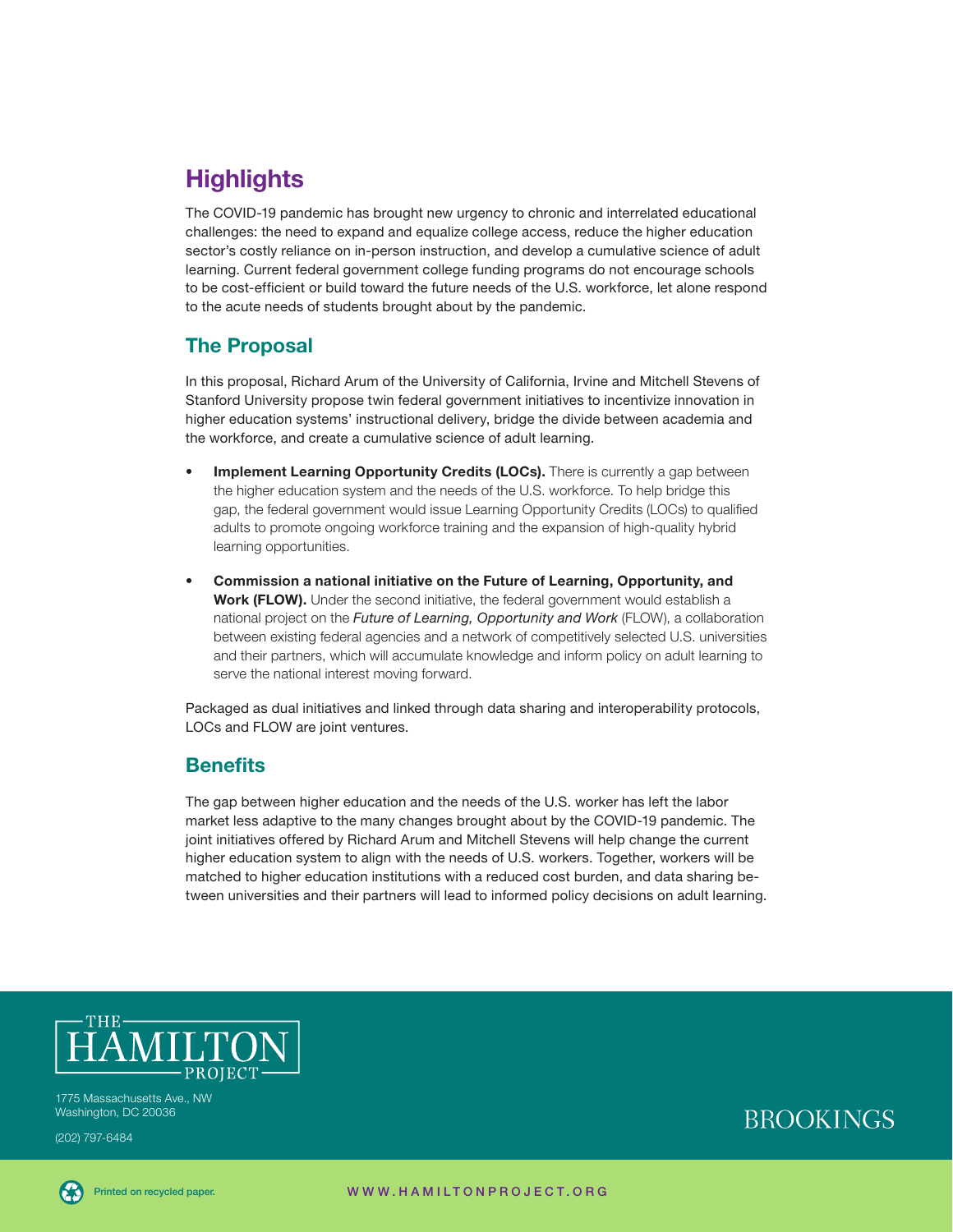# Highlights

The COVID-19 pandemic has brought new urgency to chronic and interrelated educational challenges: the need to expand and equalize college access, reduce the higher education sector's costly reliance on in-person instruction, and develop a cumulative science of adult learning. Current federal government college funding programs do not encourage schools to be cost-efficient or build toward the future needs of the U.S. workforce, let alone respond to the acute needs of students brought about by the pandemic.

## The Proposal

In this proposal, Richard Arum of the University of California, Irvine and Mitchell Stevens of Stanford University propose twin federal government initiatives to incentivize innovation in higher education systems' instructional delivery, bridge the divide between academia and the workforce, and create a cumulative science of adult learning.

- **Implement Learning Opportunity Credits (LOCs).** There is currently a gap between the higher education system and the needs of the U.S. workforce. To help bridge this gap, the federal government would issue Learning Opportunity Credits (LOCs) to qualified adults to promote ongoing workforce training and the expansion of high-quality hybrid learning opportunities.

- **Commission a national initiative on the Future of Learning, Opportunity, and Work (FLOW).** Under the second initiative, the federal government would establish a national project on the *Future of Learning, Opportunity and Work* (FLOW), a collaboration between existing federal agencies and a network of competitively selected U.S. universities and their partners, which will accumulate knowledge and inform policy on adult learning to serve the national interest moving forward.

Packaged as dual initiatives and linked through data sharing and interoperability protocols, LOCs and FLOW are joint ventures.

## Benefits

The gap between higher education and the needs of the U.S. worker has left the labor market less adaptive to the many changes brought about by the COVID-19 pandemic. The joint initiatives offered by Richard Arum and Mitchell Stevens will help change the current higher education system to align with the needs of U.S. workers. Together, workers will be matched to higher education institutions with a reduced cost burden, and data sharing between universities and their partners will lead to informed policy decisions on adult learning.

THE HAMILTON PROJECT

1775 Massachusetts Ave., NW
Washington, DC 20036

(202) 797-6484

BROOKINGS

Printed on recycled paper.

WWW.HAMILTONPROJECT.ORG